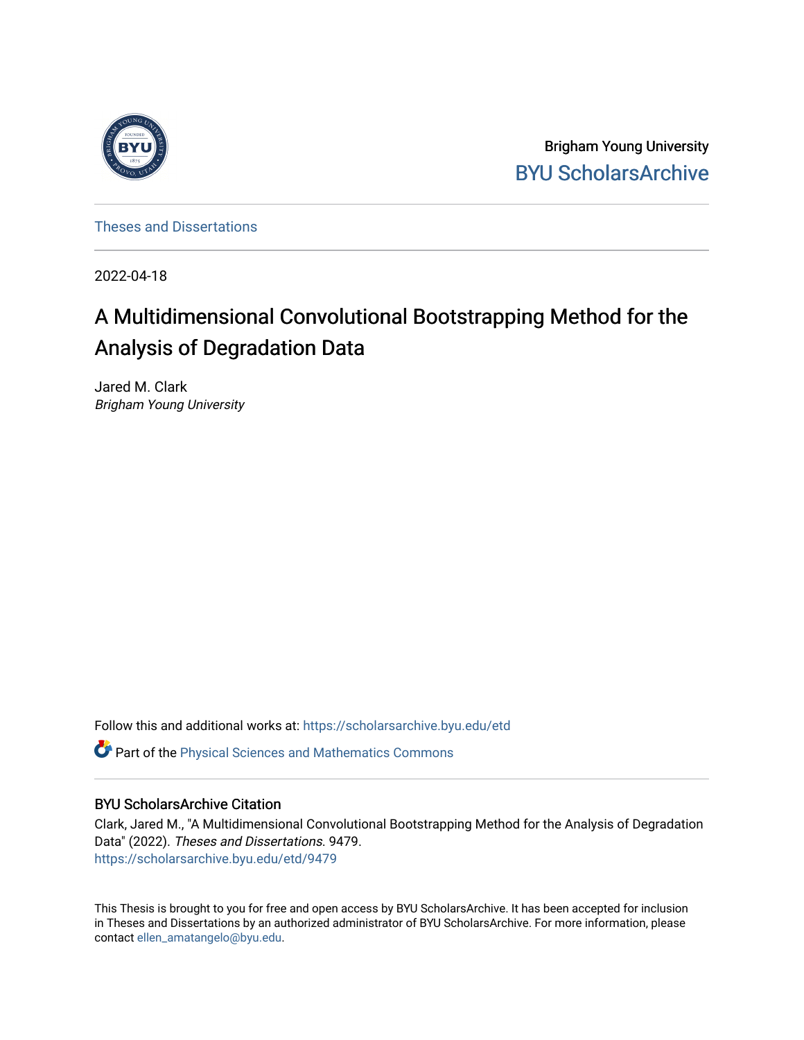Brigham Young University

BYU ScholarsArchive

Theses and Dissertations

2022-04-18

# A Multidimensional Convolutional Bootstrapping Method for the Analysis of Degradation Data

Jared M. Clark
*Brigham Young University*

Follow this and additional works at: https://scholarsarchive.byu.edu/etd

Part of the Physical Sciences and Mathematics Commons

## BYU ScholarsArchive Citation

Clark, Jared M., "A Multidimensional Convolutional Bootstrapping Method for the Analysis of Degradation Data" (2022). *Theses and Dissertations*. 9479.
https://scholarsarchive.byu.edu/etd/9479

This Thesis is brought to you for free and open access by BYU ScholarsArchive. It has been accepted for inclusion in Theses and Dissertations by an authorized administrator of BYU ScholarsArchive. For more information, please contact ellen_amatangelo@byu.edu.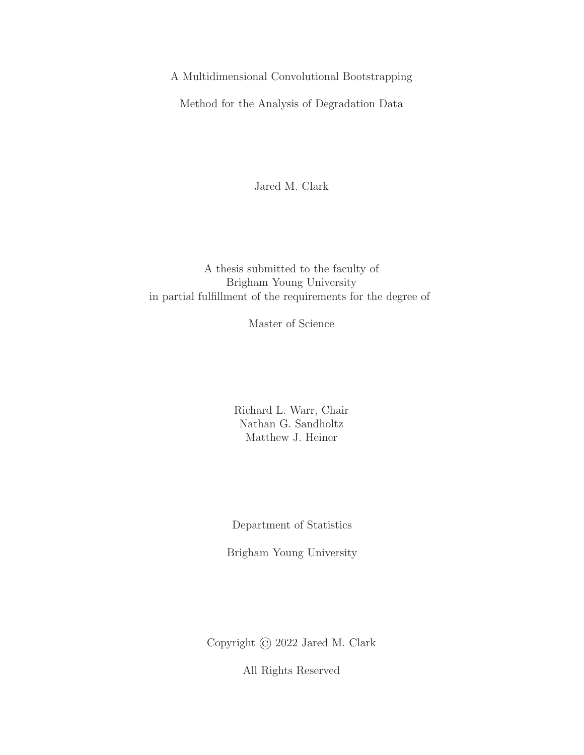A Multidimensional Convolutional Bootstrapping

Method for the Analysis of Degradation Data

Jared M. Clark

A thesis submitted to the faculty of
Brigham Young University
in partial fulfillment of the requirements for the degree of

Master of Science

Richard L. Warr, Chair
Nathan G. Sandholtz
Matthew J. Heiner

Department of Statistics

Brigham Young University

Copyright © 2022 Jared M. Clark

All Rights Reserved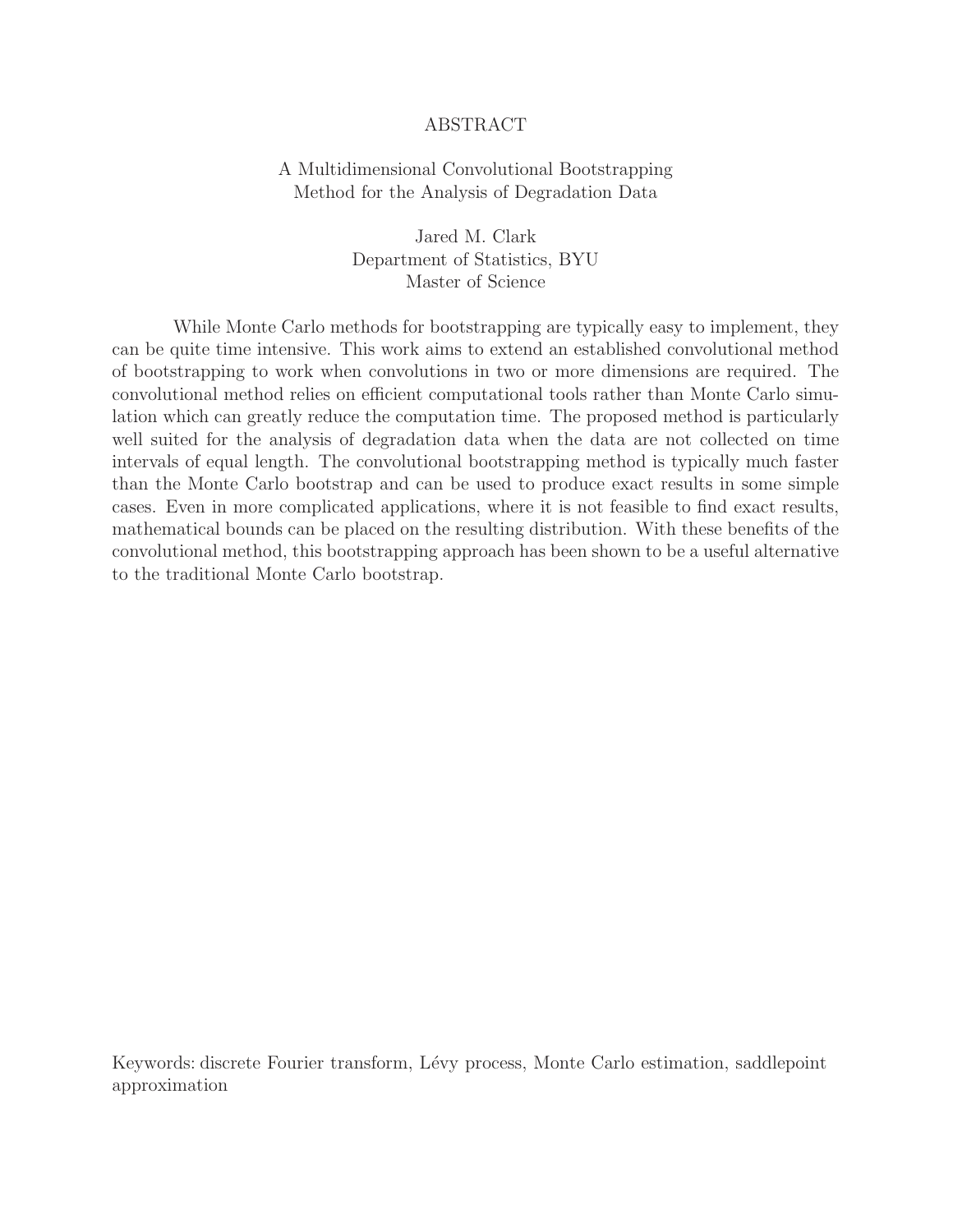# ABSTRACT

A Multidimensional Convolutional Bootstrapping
Method for the Analysis of Degradation Data

Jared M. Clark
Department of Statistics, BYU
Master of Science

While Monte Carlo methods for bootstrapping are typically easy to implement, they can be quite time intensive. This work aims to extend an established convolutional method of bootstrapping to work when convolutions in two or more dimensions are required. The convolutional method relies on efficient computational tools rather than Monte Carlo simulation which can greatly reduce the computation time. The proposed method is particularly well suited for the analysis of degradation data when the data are not collected on time intervals of equal length. The convolutional bootstrapping method is typically much faster than the Monte Carlo bootstrap and can be used to produce exact results in some simple cases. Even in more complicated applications, where it is not feasible to find exact results, mathematical bounds can be placed on the resulting distribution. With these benefits of the convolutional method, this bootstrapping approach has been shown to be a useful alternative to the traditional Monte Carlo bootstrap.

Keywords: discrete Fourier transform, Lévy process, Monte Carlo estimation, saddlepoint approximation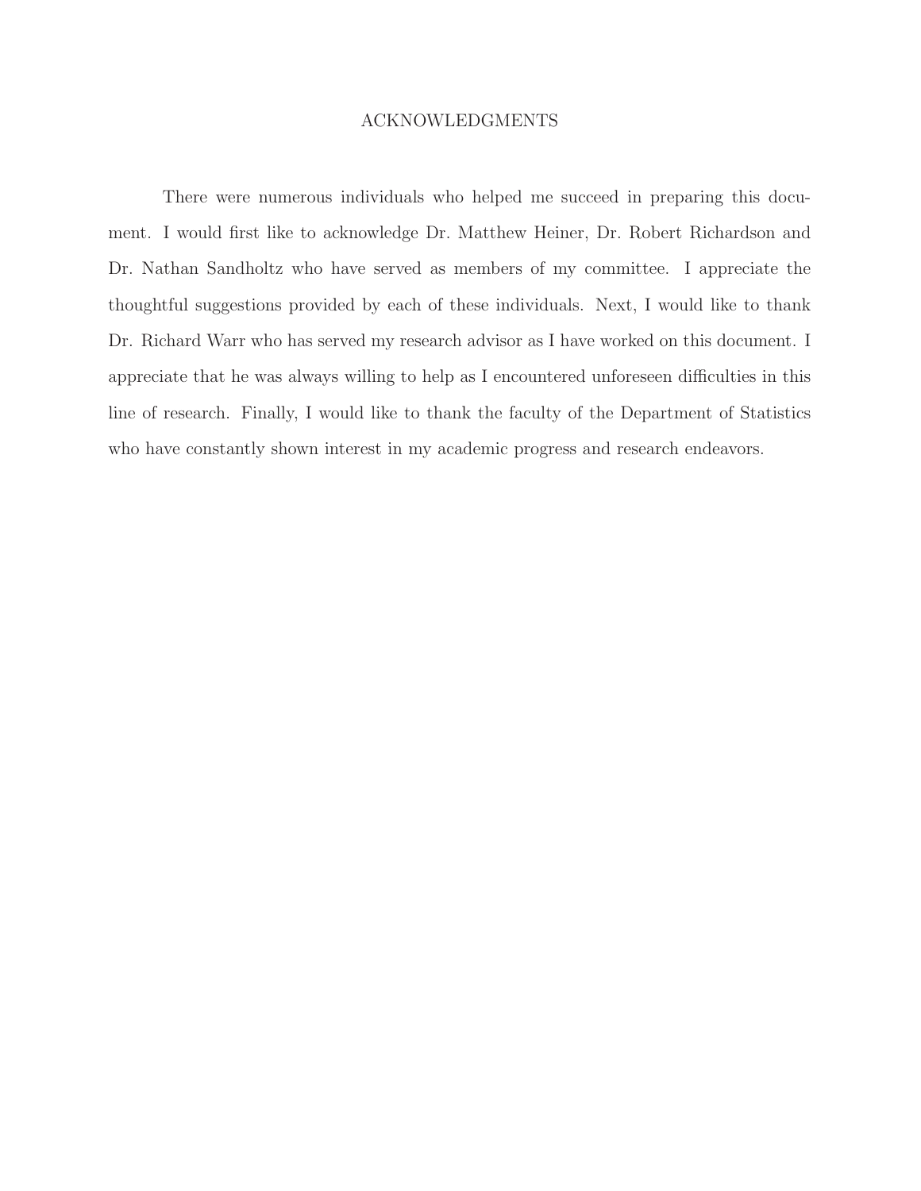# ACKNOWLEDGMENTS

There were numerous individuals who helped me succeed in preparing this document. I would first like to acknowledge Dr. Matthew Heiner, Dr. Robert Richardson and Dr. Nathan Sandholtz who have served as members of my committee. I appreciate the thoughtful suggestions provided by each of these individuals. Next, I would like to thank Dr. Richard Warr who has served my research advisor as I have worked on this document. I appreciate that he was always willing to help as I encountered unforeseen difficulties in this line of research. Finally, I would like to thank the faculty of the Department of Statistics who have constantly shown interest in my academic progress and research endeavors.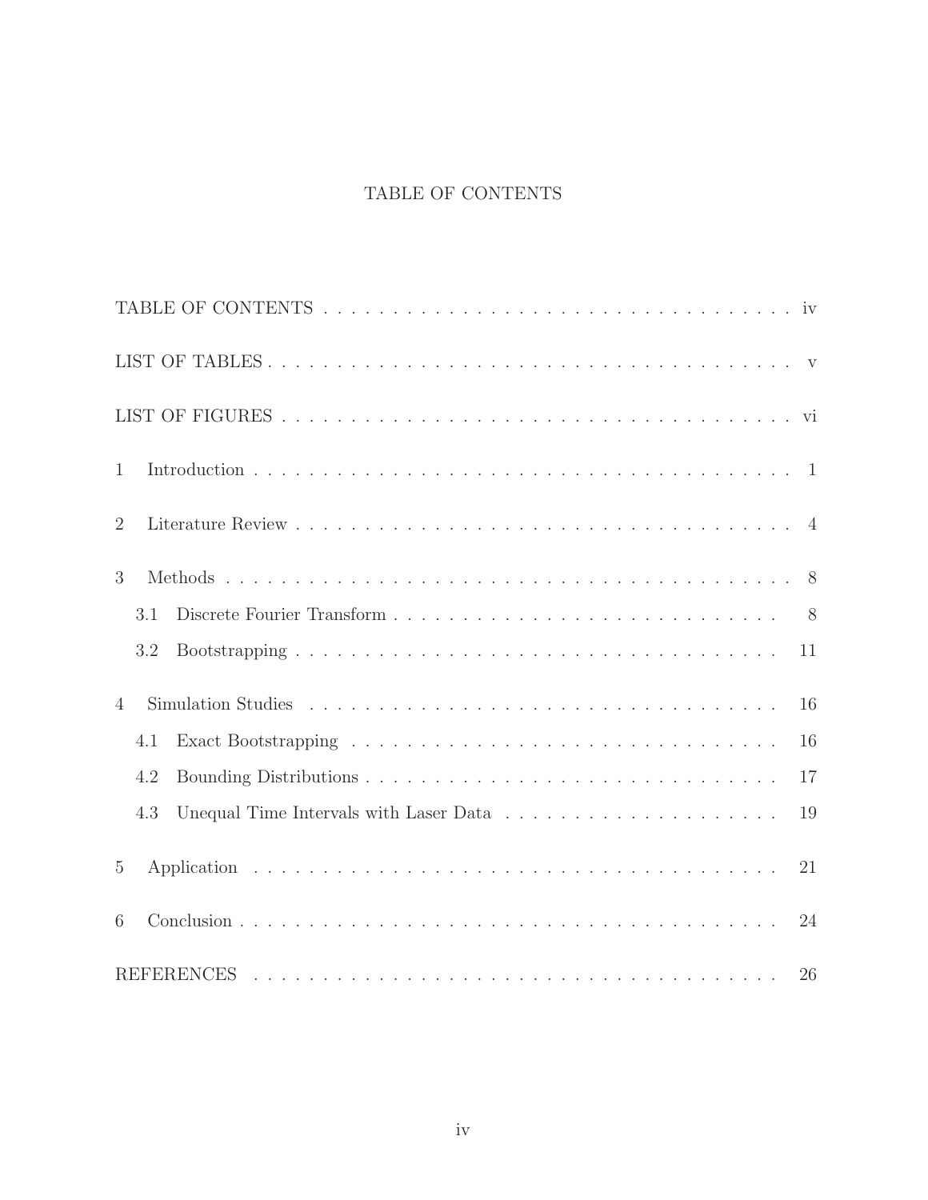# TABLE OF CONTENTS

TABLE OF CONTENTS . . . . . . . . . . . . . . . . . . . . . . . . . . . . . . . . . . . . iv

LIST OF TABLES . . . . . . . . . . . . . . . . . . . . . . . . . . . . . . . . . . . . . . v

LIST OF FIGURES . . . . . . . . . . . . . . . . . . . . . . . . . . . . . . . . . . . . . vi

1 Introduction . . . . . . . . . . . . . . . . . . . . . . . . . . . . . . . . . . . . . . 1

2 Literature Review . . . . . . . . . . . . . . . . . . . . . . . . . . . . . . . . . . . 4

3 Methods . . . . . . . . . . . . . . . . . . . . . . . . . . . . . . . . . . . . . . . . 8

  3.1 Discrete Fourier Transform . . . . . . . . . . . . . . . . . . . . . . . . . . . 8

  3.2 Bootstrapping . . . . . . . . . . . . . . . . . . . . . . . . . . . . . . . . . . 11

4 Simulation Studies . . . . . . . . . . . . . . . . . . . . . . . . . . . . . . . . . . 16

  4.1 Exact Bootstrapping . . . . . . . . . . . . . . . . . . . . . . . . . . . . . . . 16

  4.2 Bounding Distributions . . . . . . . . . . . . . . . . . . . . . . . . . . . . . . 17

  4.3 Unequal Time Intervals with Laser Data . . . . . . . . . . . . . . . . . . . . 19

5 Application . . . . . . . . . . . . . . . . . . . . . . . . . . . . . . . . . . . . . . 21

6 Conclusion . . . . . . . . . . . . . . . . . . . . . . . . . . . . . . . . . . . . . . . 24

REFERENCES . . . . . . . . . . . . . . . . . . . . . . . . . . . . . . . . . . . . . . 26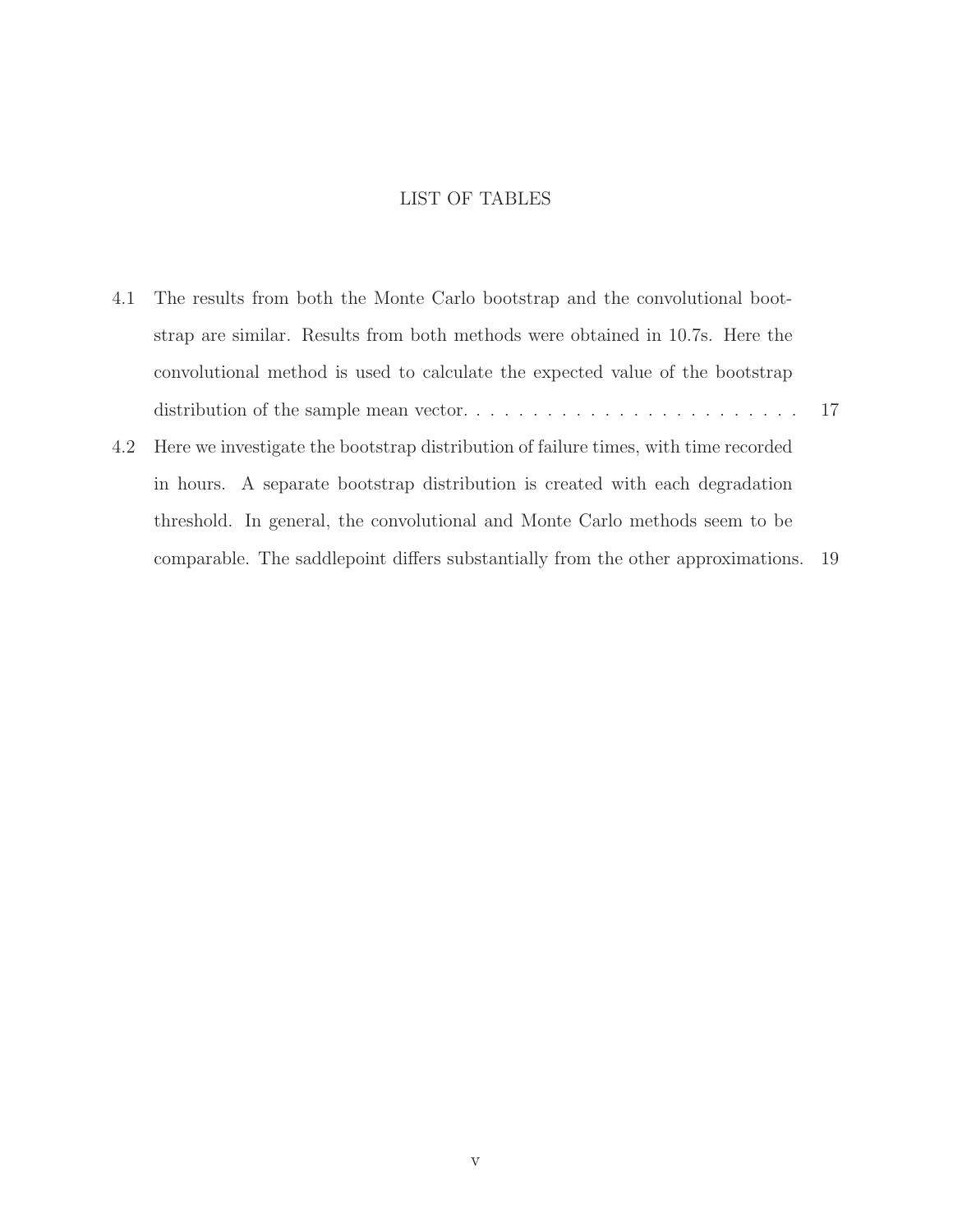# LIST OF TABLES

4.1 The results from both the Monte Carlo bootstrap and the convolutional bootstrap are similar. Results from both methods were obtained in 10.7s. Here the convolutional method is used to calculate the expected value of the bootstrap distribution of the sample mean vector. . . . . . . . . . . . . . . . . . . . . . . . . 17

4.2 Here we investigate the bootstrap distribution of failure times, with time recorded in hours. A separate bootstrap distribution is created with each degradation threshold. In general, the convolutional and Monte Carlo methods seem to be comparable. The saddlepoint differs substantially from the other approximations. 19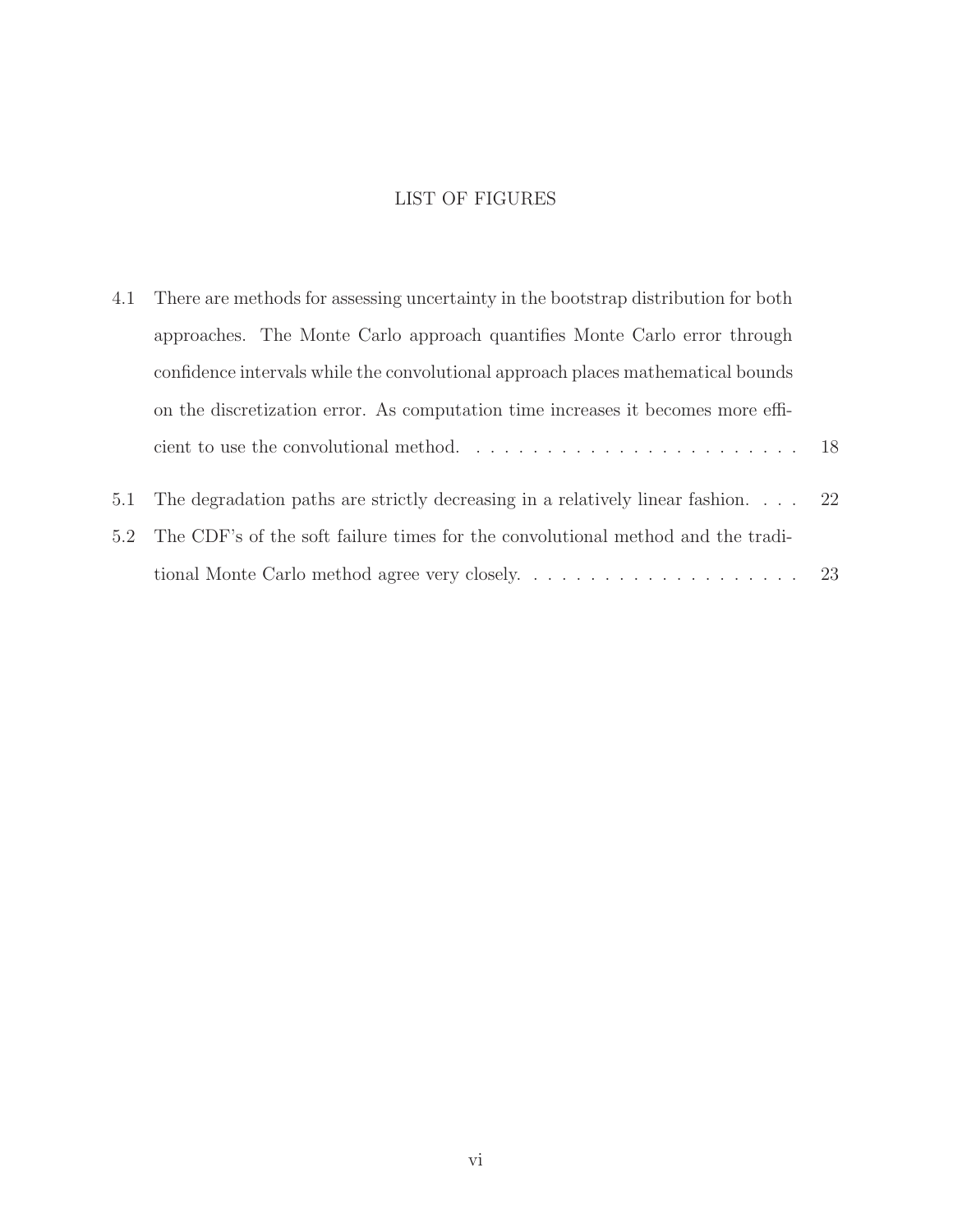# LIST OF FIGURES

| | | |
|---|---|---|
| 4.1 | There are methods for assessing uncertainty in the bootstrap distribution for both approaches. The Monte Carlo approach quantifies Monte Carlo error through confidence intervals while the convolutional approach places mathematical bounds on the discretization error. As computation time increases it becomes more efficient to use the convolutional method. | 18 |
| 5.1 | The degradation paths are strictly decreasing in a relatively linear fashion. | 22 |
| 5.2 | The CDF's of the soft failure times for the convolutional method and the traditional Monte Carlo method agree very closely. | 23 |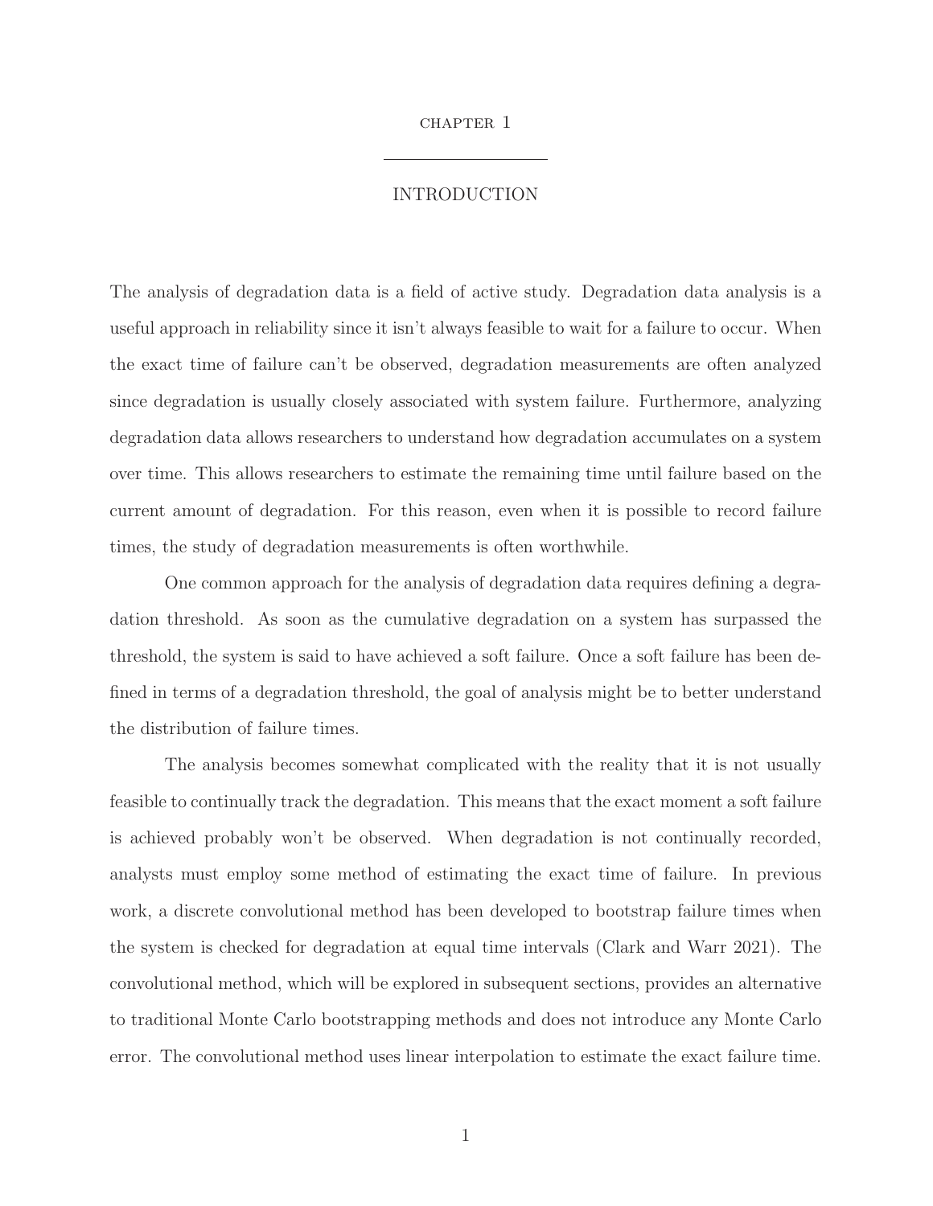# CHAPTER 1

# INTRODUCTION

The analysis of degradation data is a field of active study. Degradation data analysis is a useful approach in reliability since it isn't always feasible to wait for a failure to occur. When the exact time of failure can't be observed, degradation measurements are often analyzed since degradation is usually closely associated with system failure. Furthermore, analyzing degradation data allows researchers to understand how degradation accumulates on a system over time. This allows researchers to estimate the remaining time until failure based on the current amount of degradation. For this reason, even when it is possible to record failure times, the study of degradation measurements is often worthwhile.

One common approach for the analysis of degradation data requires defining a degradation threshold. As soon as the cumulative degradation on a system has surpassed the threshold, the system is said to have achieved a soft failure. Once a soft failure has been defined in terms of a degradation threshold, the goal of analysis might be to better understand the distribution of failure times.

The analysis becomes somewhat complicated with the reality that it is not usually feasible to continually track the degradation. This means that the exact moment a soft failure is achieved probably won't be observed. When degradation is not continually recorded, analysts must employ some method of estimating the exact time of failure. In previous work, a discrete convolutional method has been developed to bootstrap failure times when the system is checked for degradation at equal time intervals (Clark and Warr 2021). The convolutional method, which will be explored in subsequent sections, provides an alternative to traditional Monte Carlo bootstrapping methods and does not introduce any Monte Carlo error. The convolutional method uses linear interpolation to estimate the exact failure time.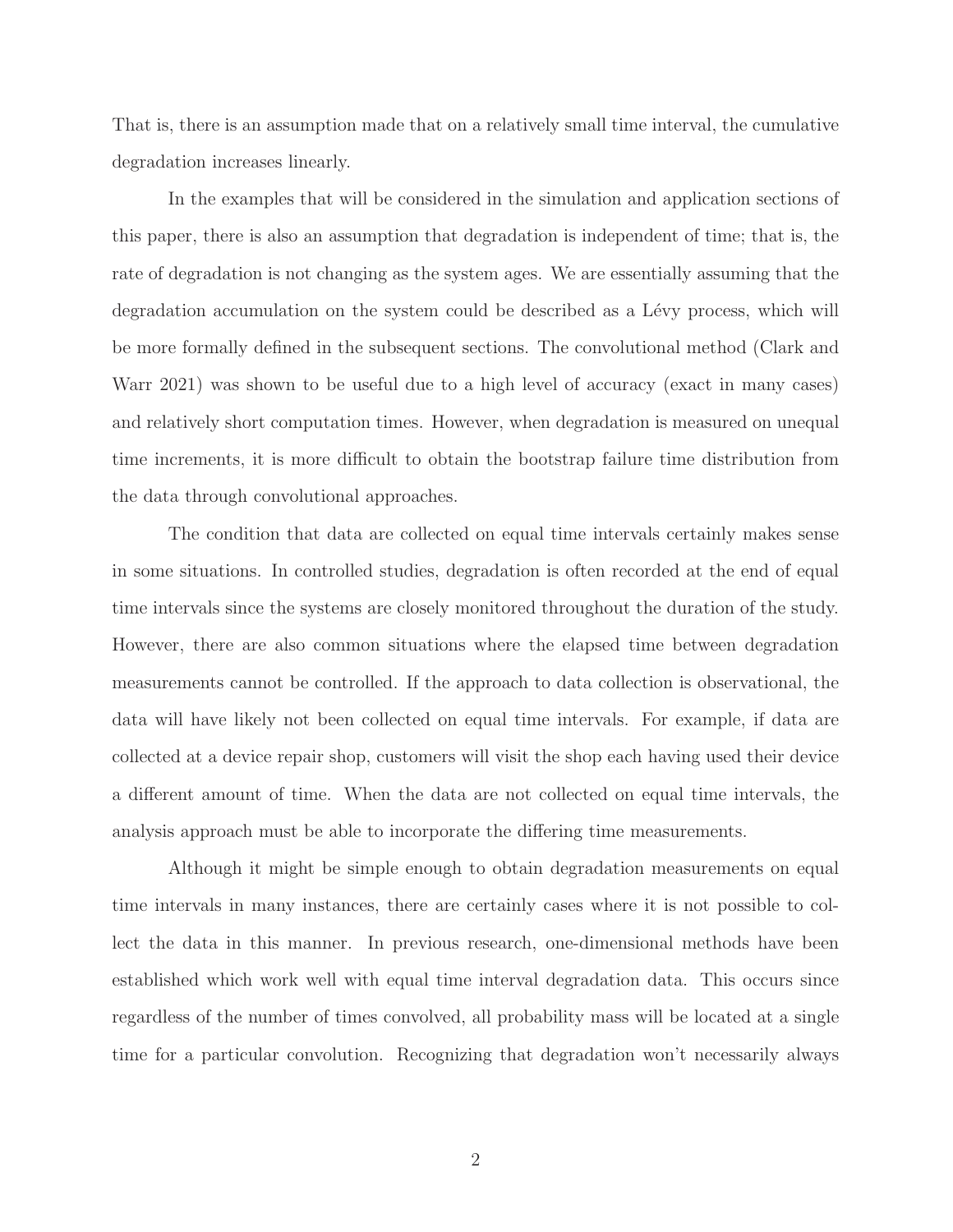That is, there is an assumption made that on a relatively small time interval, the cumulative degradation increases linearly.

In the examples that will be considered in the simulation and application sections of this paper, there is also an assumption that degradation is independent of time; that is, the rate of degradation is not changing as the system ages. We are essentially assuming that the degradation accumulation on the system could be described as a Lévy process, which will be more formally defined in the subsequent sections. The convolutional method (Clark and Warr 2021) was shown to be useful due to a high level of accuracy (exact in many cases) and relatively short computation times. However, when degradation is measured on unequal time increments, it is more difficult to obtain the bootstrap failure time distribution from the data through convolutional approaches.

The condition that data are collected on equal time intervals certainly makes sense in some situations. In controlled studies, degradation is often recorded at the end of equal time intervals since the systems are closely monitored throughout the duration of the study. However, there are also common situations where the elapsed time between degradation measurements cannot be controlled. If the approach to data collection is observational, the data will have likely not been collected on equal time intervals. For example, if data are collected at a device repair shop, customers will visit the shop each having used their device a different amount of time. When the data are not collected on equal time intervals, the analysis approach must be able to incorporate the differing time measurements.

Although it might be simple enough to obtain degradation measurements on equal time intervals in many instances, there are certainly cases where it is not possible to collect the data in this manner. In previous research, one-dimensional methods have been established which work well with equal time interval degradation data. This occurs since regardless of the number of times convolved, all probability mass will be located at a single time for a particular convolution. Recognizing that degradation won't necessarily always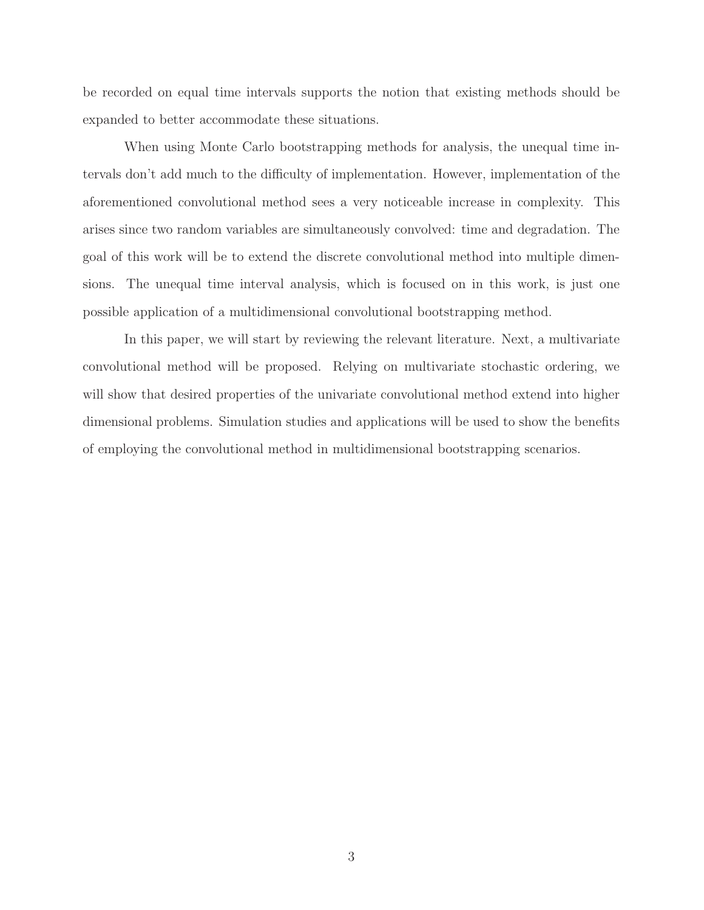be recorded on equal time intervals supports the notion that existing methods should be expanded to better accommodate these situations.

When using Monte Carlo bootstrapping methods for analysis, the unequal time intervals don't add much to the difficulty of implementation. However, implementation of the aforementioned convolutional method sees a very noticeable increase in complexity. This arises since two random variables are simultaneously convolved: time and degradation. The goal of this work will be to extend the discrete convolutional method into multiple dimensions. The unequal time interval analysis, which is focused on in this work, is just one possible application of a multidimensional convolutional bootstrapping method.

In this paper, we will start by reviewing the relevant literature. Next, a multivariate convolutional method will be proposed. Relying on multivariate stochastic ordering, we will show that desired properties of the univariate convolutional method extend into higher dimensional problems. Simulation studies and applications will be used to show the benefits of employing the convolutional method in multidimensional bootstrapping scenarios.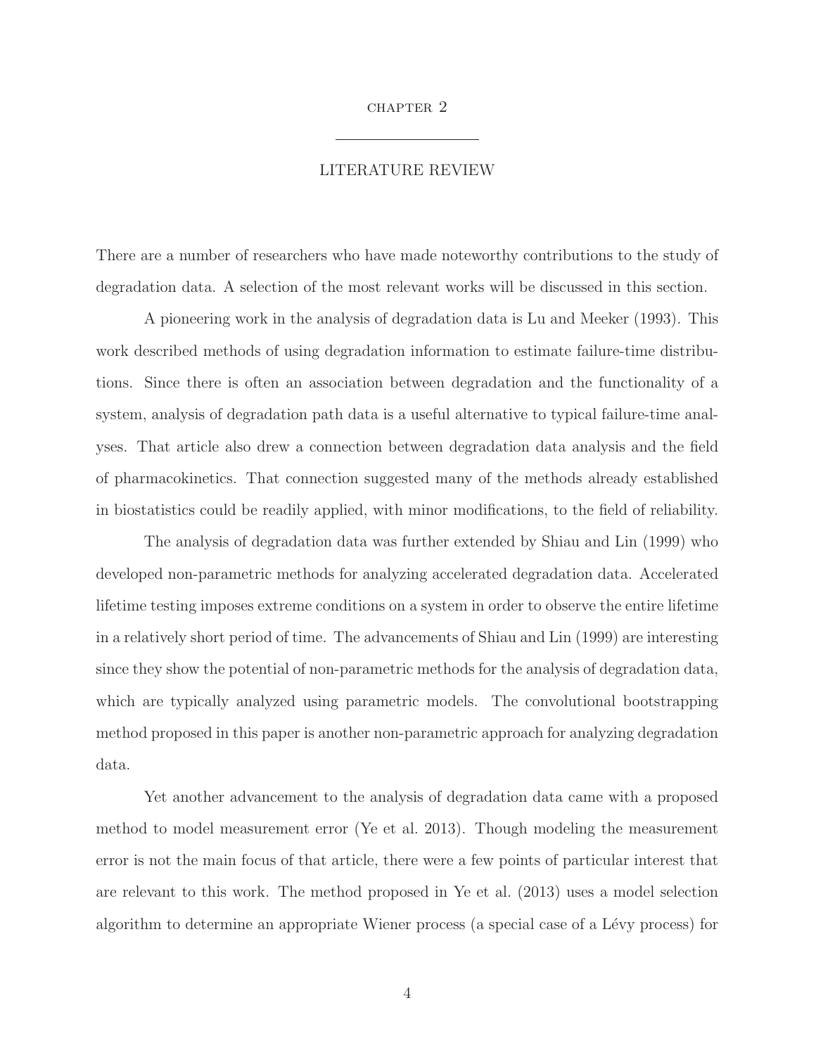# CHAPTER 2

## LITERATURE REVIEW

There are a number of researchers who have made noteworthy contributions to the study of degradation data. A selection of the most relevant works will be discussed in this section.

A pioneering work in the analysis of degradation data is Lu and Meeker (1993). This work described methods of using degradation information to estimate failure-time distributions. Since there is often an association between degradation and the functionality of a system, analysis of degradation path data is a useful alternative to typical failure-time analyses. That article also drew a connection between degradation data analysis and the field of pharmacokinetics. That connection suggested many of the methods already established in biostatistics could be readily applied, with minor modifications, to the field of reliability.

The analysis of degradation data was further extended by Shiau and Lin (1999) who developed non-parametric methods for analyzing accelerated degradation data. Accelerated lifetime testing imposes extreme conditions on a system in order to observe the entire lifetime in a relatively short period of time. The advancements of Shiau and Lin (1999) are interesting since they show the potential of non-parametric methods for the analysis of degradation data, which are typically analyzed using parametric models. The convolutional bootstrapping method proposed in this paper is another non-parametric approach for analyzing degradation data.

Yet another advancement to the analysis of degradation data came with a proposed method to model measurement error (Ye et al. 2013). Though modeling the measurement error is not the main focus of that article, there were a few points of particular interest that are relevant to this work. The method proposed in Ye et al. (2013) uses a model selection algorithm to determine an appropriate Wiener process (a special case of a Lévy process) for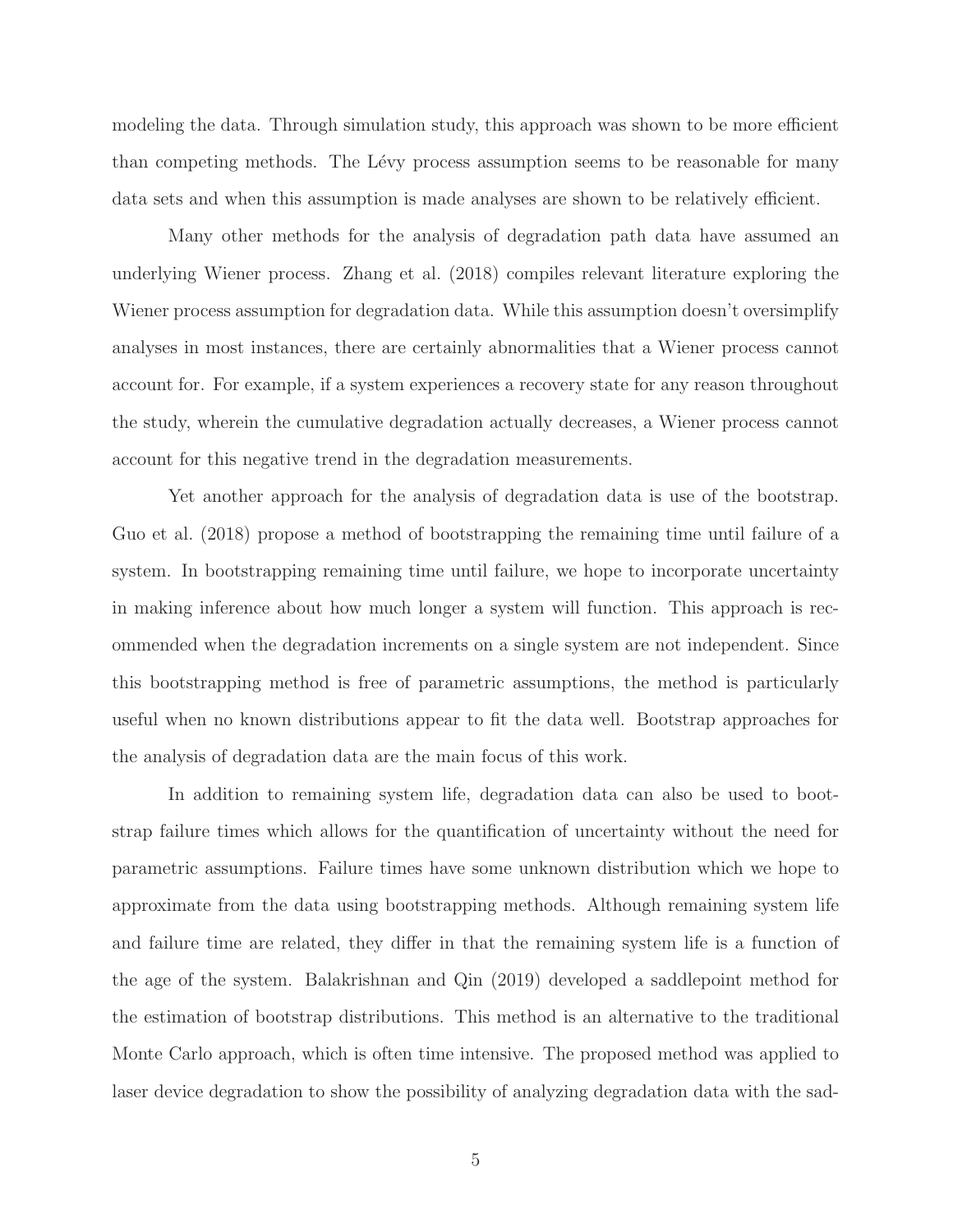modeling the data. Through simulation study, this approach was shown to be more efficient than competing methods. The Lévy process assumption seems to be reasonable for many data sets and when this assumption is made analyses are shown to be relatively efficient.

Many other methods for the analysis of degradation path data have assumed an underlying Wiener process. Zhang et al. (2018) compiles relevant literature exploring the Wiener process assumption for degradation data. While this assumption doesn't oversimplify analyses in most instances, there are certainly abnormalities that a Wiener process cannot account for. For example, if a system experiences a recovery state for any reason throughout the study, wherein the cumulative degradation actually decreases, a Wiener process cannot account for this negative trend in the degradation measurements.

Yet another approach for the analysis of degradation data is use of the bootstrap. Guo et al. (2018) propose a method of bootstrapping the remaining time until failure of a system. In bootstrapping remaining time until failure, we hope to incorporate uncertainty in making inference about how much longer a system will function. This approach is recommended when the degradation increments on a single system are not independent. Since this bootstrapping method is free of parametric assumptions, the method is particularly useful when no known distributions appear to fit the data well. Bootstrap approaches for the analysis of degradation data are the main focus of this work.

In addition to remaining system life, degradation data can also be used to bootstrap failure times which allows for the quantification of uncertainty without the need for parametric assumptions. Failure times have some unknown distribution which we hope to approximate from the data using bootstrapping methods. Although remaining system life and failure time are related, they differ in that the remaining system life is a function of the age of the system. Balakrishnan and Qin (2019) developed a saddlepoint method for the estimation of bootstrap distributions. This method is an alternative to the traditional Monte Carlo approach, which is often time intensive. The proposed method was applied to laser device degradation to show the possibility of analyzing degradation data with the sad-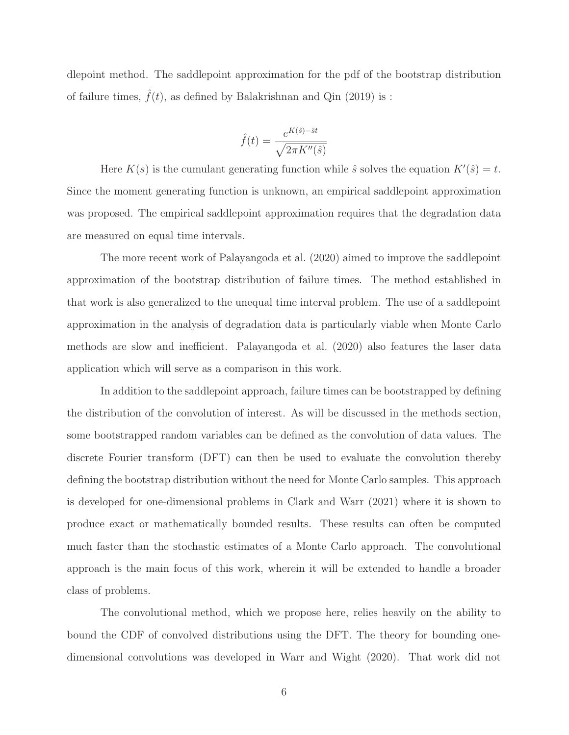dlepoint method. The saddlepoint approximation for the pdf of the bootstrap distribution of failure times, $\hat{f}(t)$, as defined by Balakrishnan and Qin (2019) is :

$$\hat{f}(t) = \frac{e^{K(\hat{s})-\hat{s}t}}{\sqrt{2\pi K''(\hat{s})}}$$

Here $K(s)$ is the cumulant generating function while $\hat{s}$ solves the equation $K'(\hat{s}) = t$. Since the moment generating function is unknown, an empirical saddlepoint approximation was proposed. The empirical saddlepoint approximation requires that the degradation data are measured on equal time intervals.

The more recent work of Palayangoda et al. (2020) aimed to improve the saddlepoint approximation of the bootstrap distribution of failure times. The method established in that work is also generalized to the unequal time interval problem. The use of a saddlepoint approximation in the analysis of degradation data is particularly viable when Monte Carlo methods are slow and inefficient. Palayangoda et al. (2020) also features the laser data application which will serve as a comparison in this work.

In addition to the saddlepoint approach, failure times can be bootstrapped by defining the distribution of the convolution of interest. As will be discussed in the methods section, some bootstrapped random variables can be defined as the convolution of data values. The discrete Fourier transform (DFT) can then be used to evaluate the convolution thereby defining the bootstrap distribution without the need for Monte Carlo samples. This approach is developed for one-dimensional problems in Clark and Warr (2021) where it is shown to produce exact or mathematically bounded results. These results can often be computed much faster than the stochastic estimates of a Monte Carlo approach. The convolutional approach is the main focus of this work, wherein it will be extended to handle a broader class of problems.

The convolutional method, which we propose here, relies heavily on the ability to bound the CDF of convolved distributions using the DFT. The theory for bounding one-dimensional convolutions was developed in Warr and Wight (2020). That work did not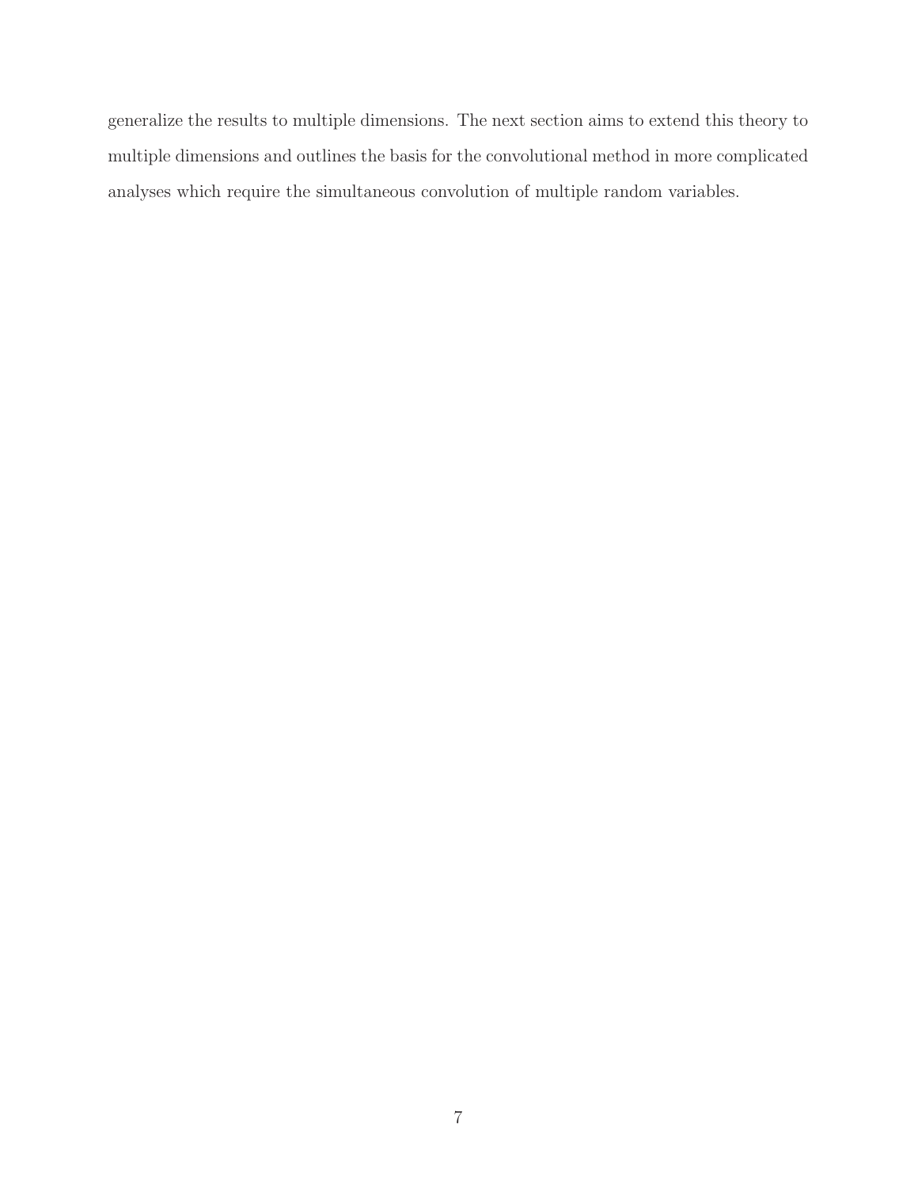generalize the results to multiple dimensions. The next section aims to extend this theory to multiple dimensions and outlines the basis for the convolutional method in more complicated analyses which require the simultaneous convolution of multiple random variables.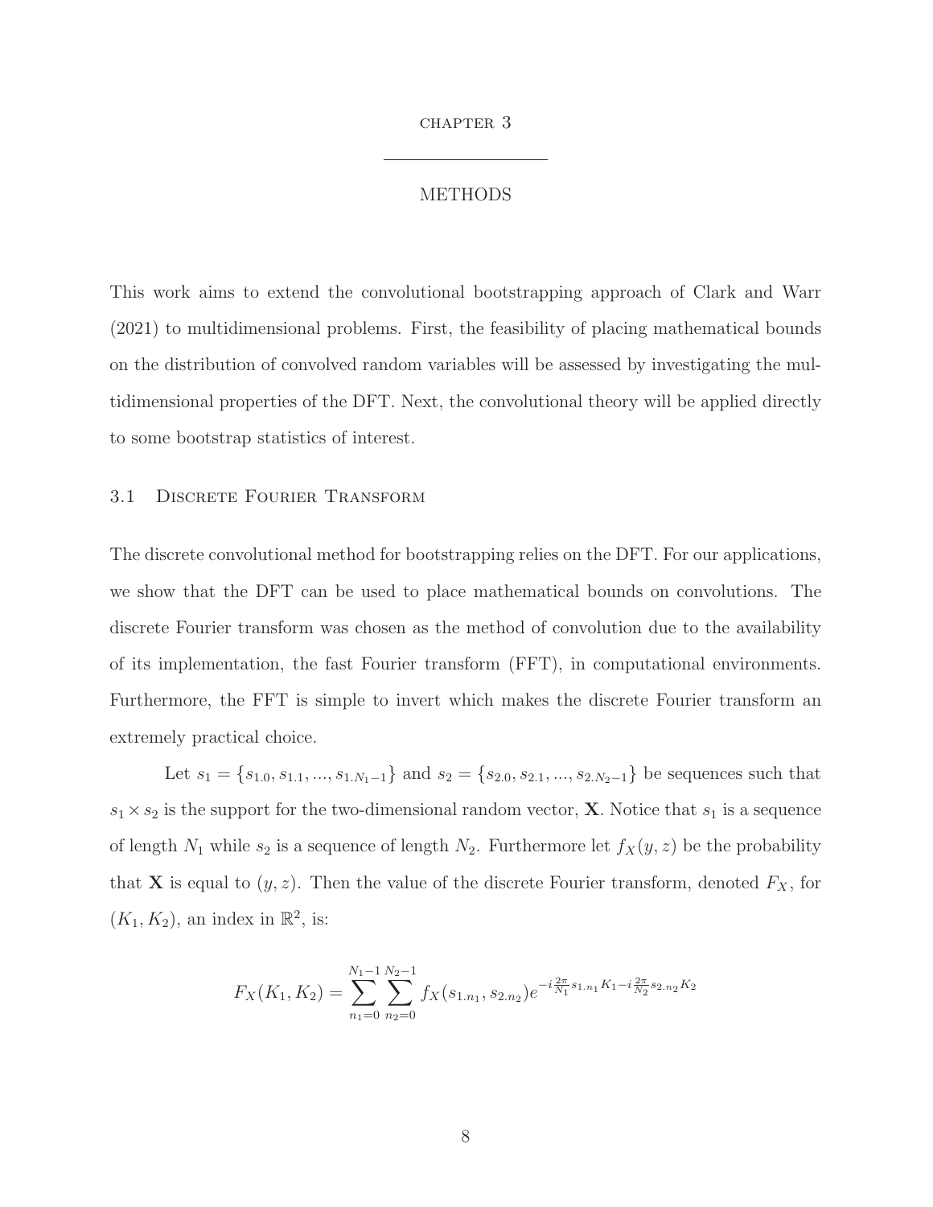# CHAPTER 3

# METHODS

This work aims to extend the convolutional bootstrapping approach of Clark and Warr (2021) to multidimensional problems. First, the feasibility of placing mathematical bounds on the distribution of convolved random variables will be assessed by investigating the multidimensional properties of the DFT. Next, the convolutional theory will be applied directly to some bootstrap statistics of interest.

## 3.1 Discrete Fourier Transform

The discrete convolutional method for bootstrapping relies on the DFT. For our applications, we show that the DFT can be used to place mathematical bounds on convolutions. The discrete Fourier transform was chosen as the method of convolution due to the availability of its implementation, the fast Fourier transform (FFT), in computational environments. Furthermore, the FFT is simple to invert which makes the discrete Fourier transform an extremely practical choice.

Let $s_1 = \{s_{1.0}, s_{1.1}, ..., s_{1.N_1-1}\}$ and $s_2 = \{s_{2.0}, s_{2.1}, ..., s_{2.N_2-1}\}$ be sequences such that $s_1 \times s_2$ is the support for the two-dimensional random vector, $\mathbf{X}$. Notice that $s_1$ is a sequence of length $N_1$ while $s_2$ is a sequence of length $N_2$. Furthermore let $f_X(y, z)$ be the probability that $\mathbf{X}$ is equal to $(y, z)$. Then the value of the discrete Fourier transform, denoted $F_X$, for $(K_1, K_2)$, an index in $\mathbb{R}^2$, is:

$$F_X(K_1, K_2) = \sum_{n_1=0}^{N_1-1} \sum_{n_2=0}^{N_2-1} f_X(s_{1.n_1}, s_{2.n_2}) e^{-i\frac{2\pi}{N_1}s_{1.n_1}K_1 - i\frac{2\pi}{N_2}s_{2.n_2}K_2}$$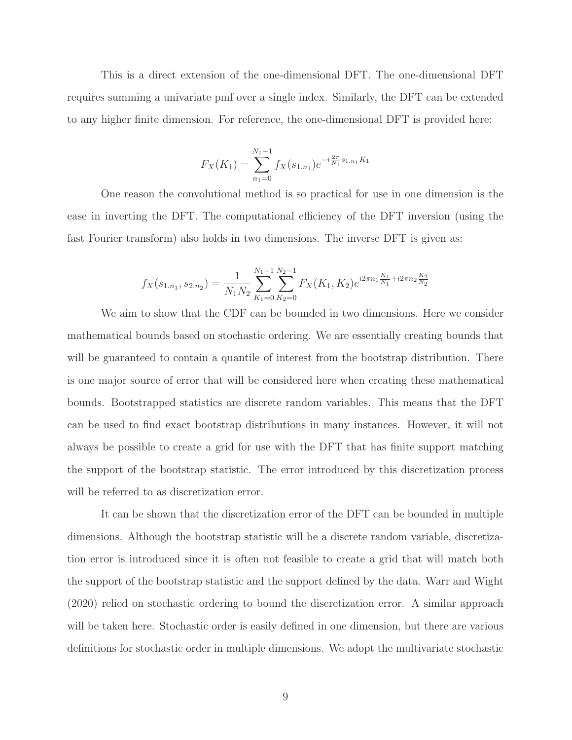This is a direct extension of the one-dimensional DFT. The one-dimensional DFT requires summing a univariate pmf over a single index. Similarly, the DFT can be extended to any higher finite dimension. For reference, the one-dimensional DFT is provided here:

$$F_X(K_1) = \sum_{n_1=0}^{N_1-1} f_X(s_{1.n_1}) e^{-i\frac{2\pi}{N_1} s_{1.n_1} K_1}$$

One reason the convolutional method is so practical for use in one dimension is the ease in inverting the DFT. The computational efficiency of the DFT inversion (using the fast Fourier transform) also holds in two dimensions. The inverse DFT is given as:

$$f_X(s_{1.n_1}, s_{2.n_2}) = \frac{1}{N_1 N_2} \sum_{K_1=0}^{N_1-1} \sum_{K_2=0}^{N_2-1} F_X(K_1, K_2) e^{i2\pi n_1 \frac{K_1}{N_1} + i2\pi n_2 \frac{K_2}{N_2}}$$

We aim to show that the CDF can be bounded in two dimensions. Here we consider mathematical bounds based on stochastic ordering. We are essentially creating bounds that will be guaranteed to contain a quantile of interest from the bootstrap distribution. There is one major source of error that will be considered here when creating these mathematical bounds. Bootstrapped statistics are discrete random variables. This means that the DFT can be used to find exact bootstrap distributions in many instances. However, it will not always be possible to create a grid for use with the DFT that has finite support matching the support of the bootstrap statistic. The error introduced by this discretization process will be referred to as discretization error.

It can be shown that the discretization error of the DFT can be bounded in multiple dimensions. Although the bootstrap statistic will be a discrete random variable, discretization error is introduced since it is often not feasible to create a grid that will match both the support of the bootstrap statistic and the support defined by the data. Warr and Wight (2020) relied on stochastic ordering to bound the discretization error. A similar approach will be taken here. Stochastic order is easily defined in one dimension, but there are various definitions for stochastic order in multiple dimensions. We adopt the multivariate stochastic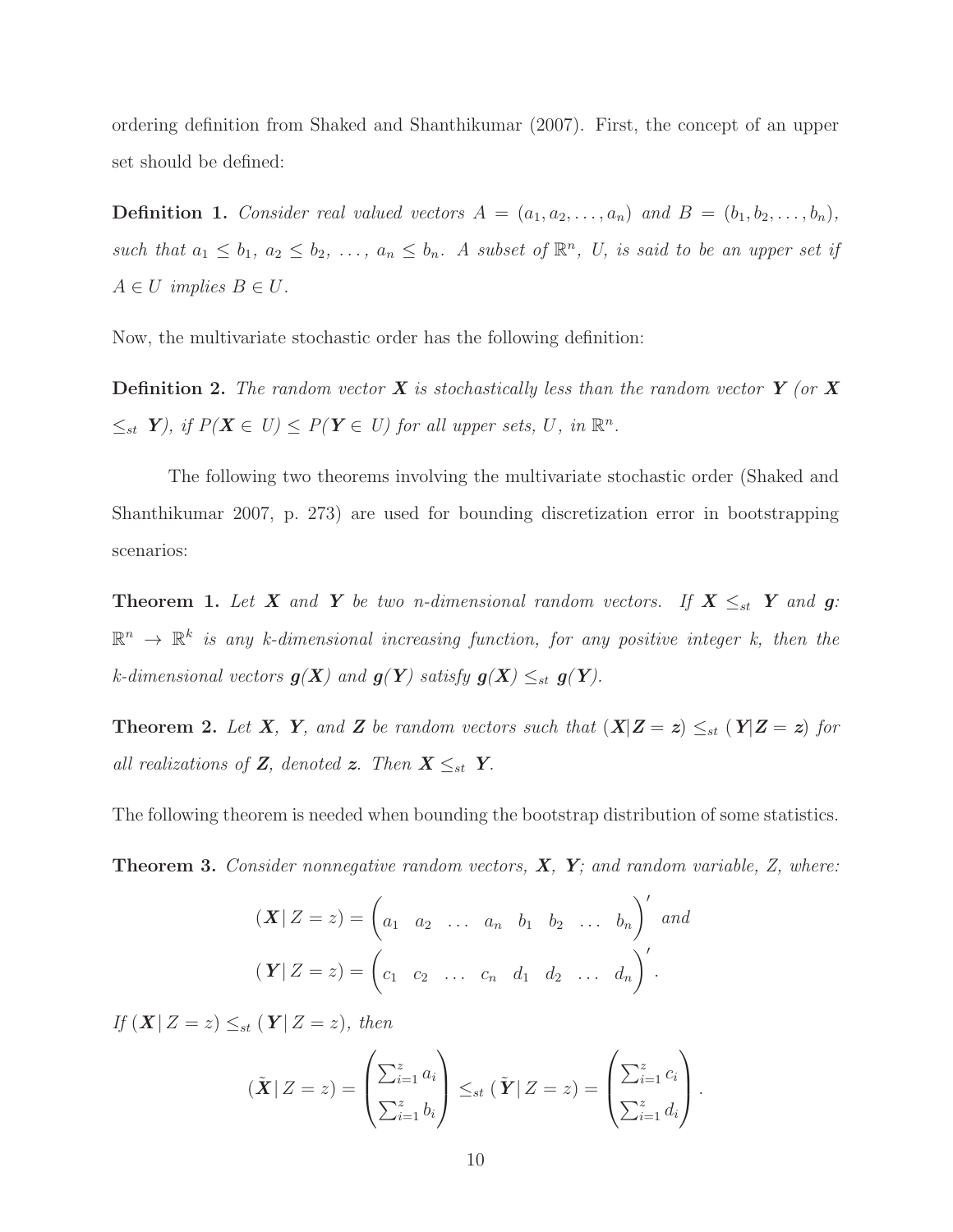ordering definition from Shaked and Shanthikumar (2007). First, the concept of an upper set should be defined:

**Definition 1.** *Consider real valued vectors $A = (a_1, a_2, \ldots, a_n)$ and $B = (b_1, b_2, \ldots, b_n)$, such that $a_1 \leq b_1$, $a_2 \leq b_2$, $\ldots$, $a_n \leq b_n$. A subset of $\mathbb{R}^n$, $U$, is said to be an upper set if $A \in U$ implies $B \in U$.*

Now, the multivariate stochastic order has the following definition:

**Definition 2.** *The random vector $\boldsymbol{X}$ is stochastically less than the random vector $\boldsymbol{Y}$ (or $\boldsymbol{X} \leq_{st} \boldsymbol{Y}$), if $P(\boldsymbol{X} \in U) \leq P(\boldsymbol{Y} \in U)$ for all upper sets, $U$, in $\mathbb{R}^n$.*

The following two theorems involving the multivariate stochastic order (Shaked and Shanthikumar 2007, p. 273) are used for bounding discretization error in bootstrapping scenarios:

**Theorem 1.** *Let $\boldsymbol{X}$ and $\boldsymbol{Y}$ be two n-dimensional random vectors. If $\boldsymbol{X} \leq_{st} \boldsymbol{Y}$ and $\boldsymbol{g}$: $\mathbb{R}^n \rightarrow \mathbb{R}^k$ is any k-dimensional increasing function, for any positive integer k, then the k-dimensional vectors $\boldsymbol{g}(\boldsymbol{X})$ and $\boldsymbol{g}(\boldsymbol{Y})$ satisfy $\boldsymbol{g}(\boldsymbol{X}) \leq_{st} \boldsymbol{g}(\boldsymbol{Y})$.*

**Theorem 2.** *Let $\boldsymbol{X}$, $\boldsymbol{Y}$, and $\boldsymbol{Z}$ be random vectors such that $(\boldsymbol{X}|\boldsymbol{Z} = \boldsymbol{z}) \leq_{st} (\boldsymbol{Y}|\boldsymbol{Z} = \boldsymbol{z})$ for all realizations of $\boldsymbol{Z}$, denoted $\boldsymbol{z}$. Then $\boldsymbol{X} \leq_{st} \boldsymbol{Y}$.*

The following theorem is needed when bounding the bootstrap distribution of some statistics.

**Theorem 3.** *Consider nonnegative random vectors, $\boldsymbol{X}$, $\boldsymbol{Y}$; and random variable, $Z$, where:*

$$(\boldsymbol{X}\,|\,Z = z) = \begin{pmatrix} a_1 & a_2 & \ldots & a_n & b_1 & b_2 & \ldots & b_n \end{pmatrix}' \text{ and}$$
$$(\boldsymbol{Y}\,|\,Z = z) = \begin{pmatrix} c_1 & c_2 & \ldots & c_n & d_1 & d_2 & \ldots & d_n \end{pmatrix}'.$$

*If $(\boldsymbol{X}\,|\,Z = z) \leq_{st} (\boldsymbol{Y}\,|\,Z = z)$, then*

$$(\tilde{\boldsymbol{X}}\,|\,Z = z) = \begin{pmatrix} \sum_{i=1}^{z} a_i \\ \sum_{i=1}^{z} b_i \end{pmatrix} \leq_{st} (\tilde{\boldsymbol{Y}}\,|\,Z = z) = \begin{pmatrix} \sum_{i=1}^{z} c_i \\ \sum_{i=1}^{z} d_i \end{pmatrix}.$$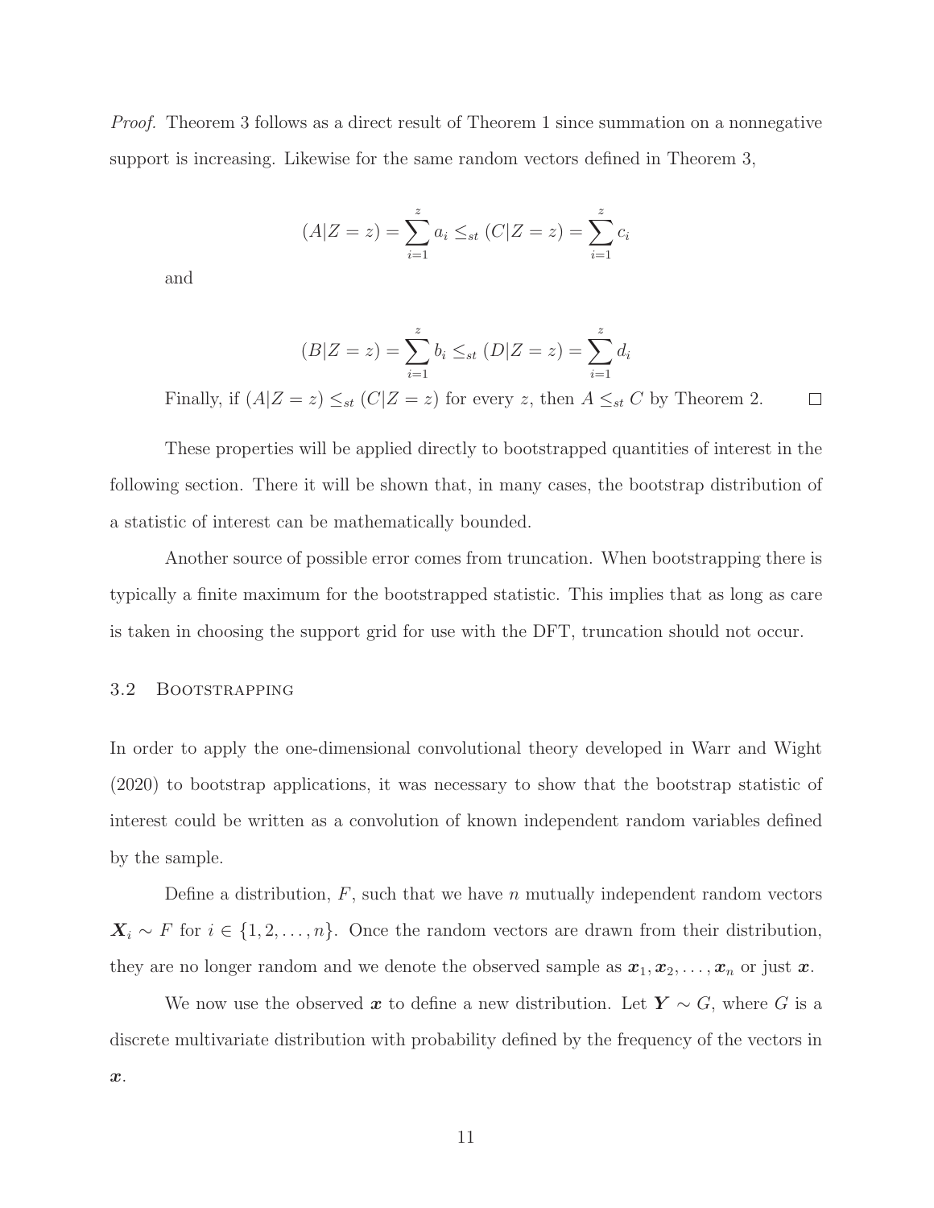*Proof.* Theorem 3 follows as a direct result of Theorem 1 since summation on a nonnegative support is increasing. Likewise for the same random vectors defined in Theorem 3,

$$(A|Z=z) = \sum_{i=1}^{z} a_i \leq_{st} (C|Z=z) = \sum_{i=1}^{z} c_i$$

and

$$(B|Z=z) = \sum_{i=1}^{z} b_i \leq_{st} (D|Z=z) = \sum_{i=1}^{z} d_i$$

Finally, if $(A|Z=z) \leq_{st} (C|Z=z)$ for every $z$, then $A \leq_{st} C$ by Theorem 2. $\square$

These properties will be applied directly to bootstrapped quantities of interest in the following section. There it will be shown that, in many cases, the bootstrap distribution of a statistic of interest can be mathematically bounded.

Another source of possible error comes from truncation. When bootstrapping there is typically a finite maximum for the bootstrapped statistic. This implies that as long as care is taken in choosing the support grid for use with the DFT, truncation should not occur.

### 3.2 Bootstrapping

In order to apply the one-dimensional convolutional theory developed in Warr and Wight (2020) to bootstrap applications, it was necessary to show that the bootstrap statistic of interest could be written as a convolution of known independent random variables defined by the sample.

Define a distribution, $F$, such that we have $n$ mutually independent random vectors $\boldsymbol{X}_i \sim F$ for $i \in \{1, 2, \ldots, n\}$. Once the random vectors are drawn from their distribution, they are no longer random and we denote the observed sample as $\boldsymbol{x}_1, \boldsymbol{x}_2, \ldots, \boldsymbol{x}_n$ or just $\boldsymbol{x}$.

We now use the observed $\boldsymbol{x}$ to define a new distribution. Let $\boldsymbol{Y} \sim G$, where $G$ is a discrete multivariate distribution with probability defined by the frequency of the vectors in $\boldsymbol{x}$.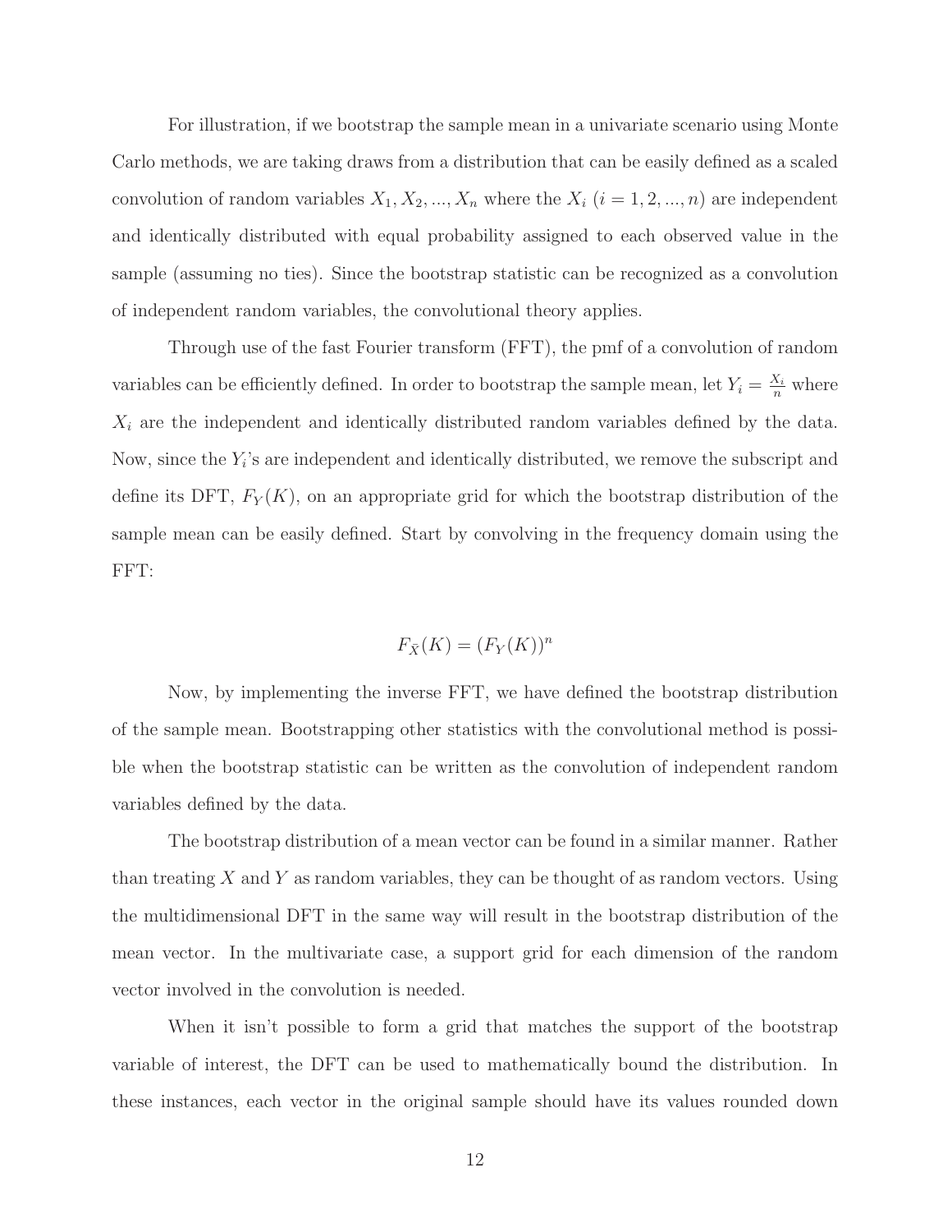For illustration, if we bootstrap the sample mean in a univariate scenario using Monte Carlo methods, we are taking draws from a distribution that can be easily defined as a scaled convolution of random variables $X_1, X_2, ..., X_n$ where the $X_i$ $(i = 1, 2, ..., n)$ are independent and identically distributed with equal probability assigned to each observed value in the sample (assuming no ties). Since the bootstrap statistic can be recognized as a convolution of independent random variables, the convolutional theory applies.

Through use of the fast Fourier transform (FFT), the pmf of a convolution of random variables can be efficiently defined. In order to bootstrap the sample mean, let $Y_i = \frac{X_i}{n}$ where $X_i$ are the independent and identically distributed random variables defined by the data. Now, since the $Y_i$'s are independent and identically distributed, we remove the subscript and define its DFT, $F_Y(K)$, on an appropriate grid for which the bootstrap distribution of the sample mean can be easily defined. Start by convolving in the frequency domain using the FFT:

$$F_{\bar{X}}(K) = (F_Y(K))^n$$

Now, by implementing the inverse FFT, we have defined the bootstrap distribution of the sample mean. Bootstrapping other statistics with the convolutional method is possible when the bootstrap statistic can be written as the convolution of independent random variables defined by the data.

The bootstrap distribution of a mean vector can be found in a similar manner. Rather than treating $X$ and $Y$ as random variables, they can be thought of as random vectors. Using the multidimensional DFT in the same way will result in the bootstrap distribution of the mean vector. In the multivariate case, a support grid for each dimension of the random vector involved in the convolution is needed.

When it isn't possible to form a grid that matches the support of the bootstrap variable of interest, the DFT can be used to mathematically bound the distribution. In these instances, each vector in the original sample should have its values rounded down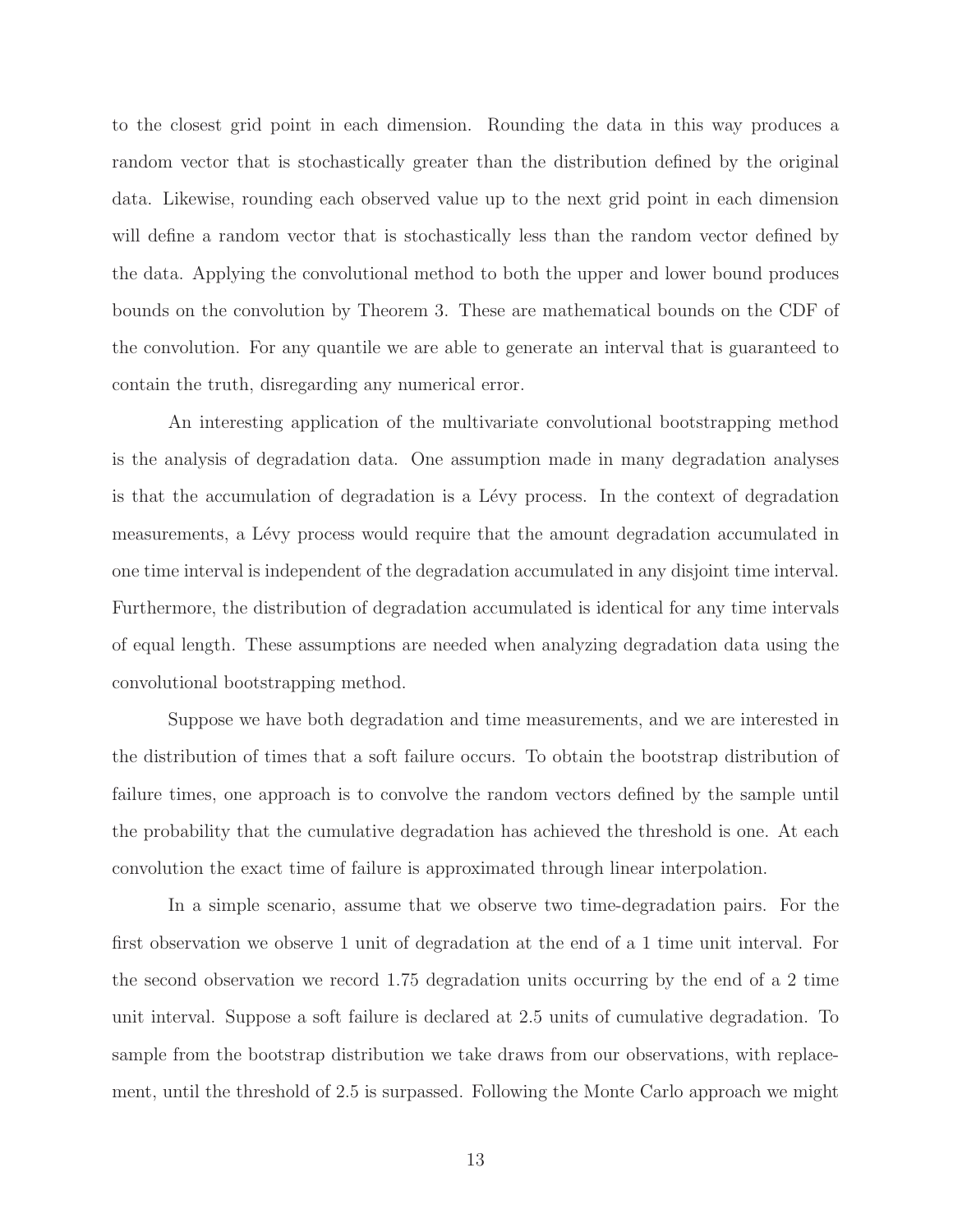to the closest grid point in each dimension. Rounding the data in this way produces a random vector that is stochastically greater than the distribution defined by the original data. Likewise, rounding each observed value up to the next grid point in each dimension will define a random vector that is stochastically less than the random vector defined by the data. Applying the convolutional method to both the upper and lower bound produces bounds on the convolution by Theorem 3. These are mathematical bounds on the CDF of the convolution. For any quantile we are able to generate an interval that is guaranteed to contain the truth, disregarding any numerical error.

An interesting application of the multivariate convolutional bootstrapping method is the analysis of degradation data. One assumption made in many degradation analyses is that the accumulation of degradation is a Lévy process. In the context of degradation measurements, a Lévy process would require that the amount degradation accumulated in one time interval is independent of the degradation accumulated in any disjoint time interval. Furthermore, the distribution of degradation accumulated is identical for any time intervals of equal length. These assumptions are needed when analyzing degradation data using the convolutional bootstrapping method.

Suppose we have both degradation and time measurements, and we are interested in the distribution of times that a soft failure occurs. To obtain the bootstrap distribution of failure times, one approach is to convolve the random vectors defined by the sample until the probability that the cumulative degradation has achieved the threshold is one. At each convolution the exact time of failure is approximated through linear interpolation.

In a simple scenario, assume that we observe two time-degradation pairs. For the first observation we observe 1 unit of degradation at the end of a 1 time unit interval. For the second observation we record 1.75 degradation units occurring by the end of a 2 time unit interval. Suppose a soft failure is declared at 2.5 units of cumulative degradation. To sample from the bootstrap distribution we take draws from our observations, with replacement, until the threshold of 2.5 is surpassed. Following the Monte Carlo approach we might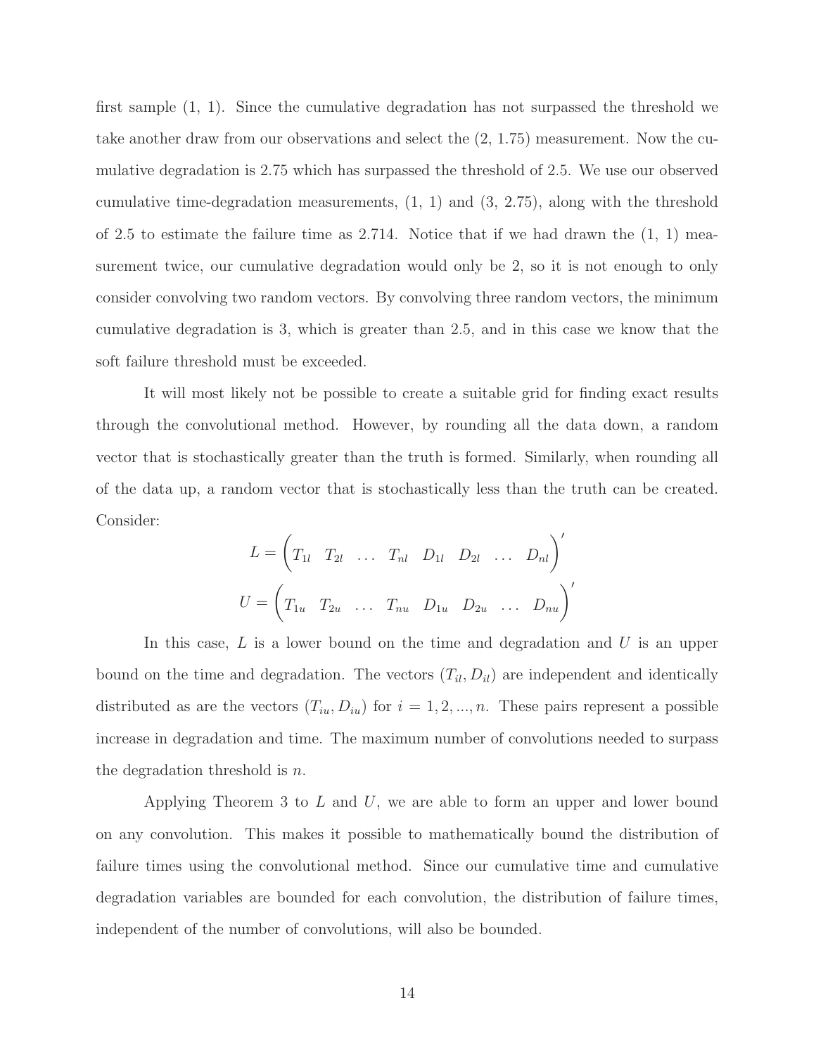first sample (1, 1). Since the cumulative degradation has not surpassed the threshold we take another draw from our observations and select the (2, 1.75) measurement. Now the cumulative degradation is 2.75 which has surpassed the threshold of 2.5. We use our observed cumulative time-degradation measurements, (1, 1) and (3, 2.75), along with the threshold of 2.5 to estimate the failure time as 2.714. Notice that if we had drawn the (1, 1) measurement twice, our cumulative degradation would only be 2, so it is not enough to only consider convolving two random vectors. By convolving three random vectors, the minimum cumulative degradation is 3, which is greater than 2.5, and in this case we know that the soft failure threshold must be exceeded.

It will most likely not be possible to create a suitable grid for finding exact results through the convolutional method. However, by rounding all the data down, a random vector that is stochastically greater than the truth is formed. Similarly, when rounding all of the data up, a random vector that is stochastically less than the truth can be created. Consider:

$$L = \begin{pmatrix} T_{1l} & T_{2l} & \dots & T_{nl} & D_{1l} & D_{2l} & \dots & D_{nl} \end{pmatrix}'$$

$$U = \begin{pmatrix} T_{1u} & T_{2u} & \dots & T_{nu} & D_{1u} & D_{2u} & \dots & D_{nu} \end{pmatrix}'$$

In this case, $L$ is a lower bound on the time and degradation and $U$ is an upper bound on the time and degradation. The vectors $(T_{il}, D_{il})$ are independent and identically distributed as are the vectors $(T_{iu}, D_{iu})$ for $i = 1, 2, ..., n$. These pairs represent a possible increase in degradation and time. The maximum number of convolutions needed to surpass the degradation threshold is $n$.

Applying Theorem 3 to $L$ and $U$, we are able to form an upper and lower bound on any convolution. This makes it possible to mathematically bound the distribution of failure times using the convolutional method. Since our cumulative time and cumulative degradation variables are bounded for each convolution, the distribution of failure times, independent of the number of convolutions, will also be bounded.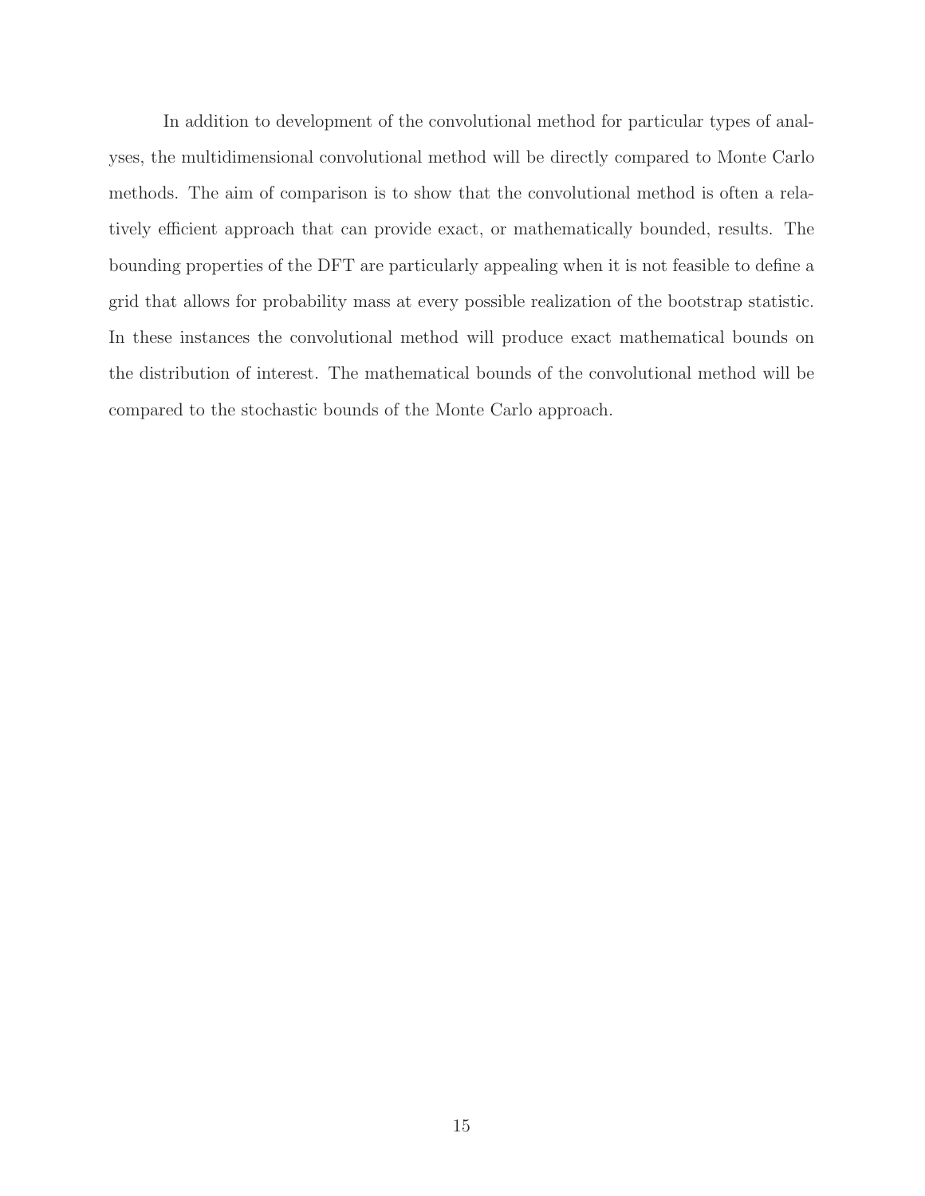In addition to development of the convolutional method for particular types of analyses, the multidimensional convolutional method will be directly compared to Monte Carlo methods. The aim of comparison is to show that the convolutional method is often a relatively efficient approach that can provide exact, or mathematically bounded, results. The bounding properties of the DFT are particularly appealing when it is not feasible to define a grid that allows for probability mass at every possible realization of the bootstrap statistic. In these instances the convolutional method will produce exact mathematical bounds on the distribution of interest. The mathematical bounds of the convolutional method will be compared to the stochastic bounds of the Monte Carlo approach.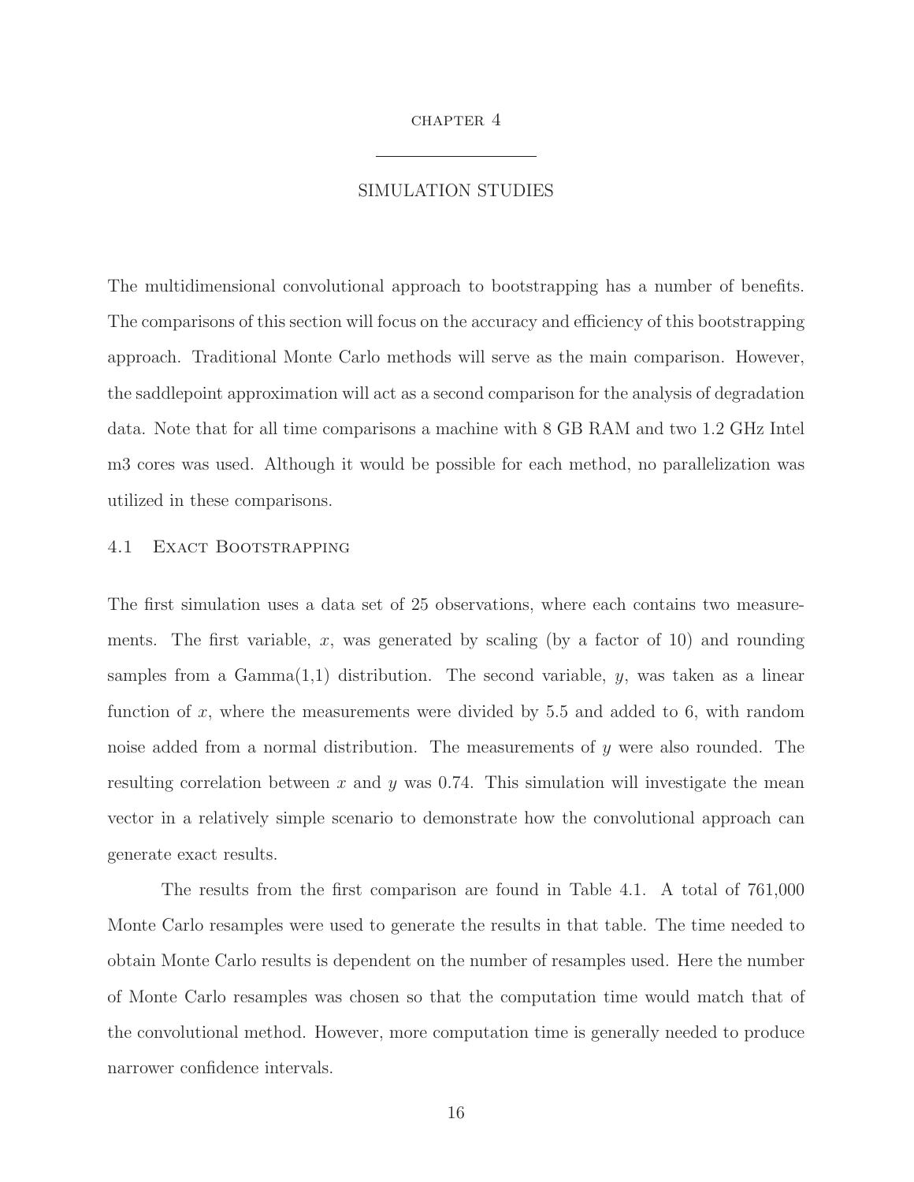# CHAPTER 4

# SIMULATION STUDIES

The multidimensional convolutional approach to bootstrapping has a number of benefits. The comparisons of this section will focus on the accuracy and efficiency of this bootstrapping approach. Traditional Monte Carlo methods will serve as the main comparison. However, the saddlepoint approximation will act as a second comparison for the analysis of degradation data. Note that for all time comparisons a machine with 8 GB RAM and two 1.2 GHz Intel m3 cores was used. Although it would be possible for each method, no parallelization was utilized in these comparisons.

## 4.1 Exact Bootstrapping

The first simulation uses a data set of 25 observations, where each contains two measurements. The first variable, $x$, was generated by scaling (by a factor of 10) and rounding samples from a Gamma(1,1) distribution. The second variable, $y$, was taken as a linear function of $x$, where the measurements were divided by 5.5 and added to 6, with random noise added from a normal distribution. The measurements of $y$ were also rounded. The resulting correlation between $x$ and $y$ was 0.74. This simulation will investigate the mean vector in a relatively simple scenario to demonstrate how the convolutional approach can generate exact results.

The results from the first comparison are found in Table 4.1. A total of 761,000 Monte Carlo resamples were used to generate the results in that table. The time needed to obtain Monte Carlo results is dependent on the number of resamples used. Here the number of Monte Carlo resamples was chosen so that the computation time would match that of the convolutional method. However, more computation time is generally needed to produce narrower confidence intervals.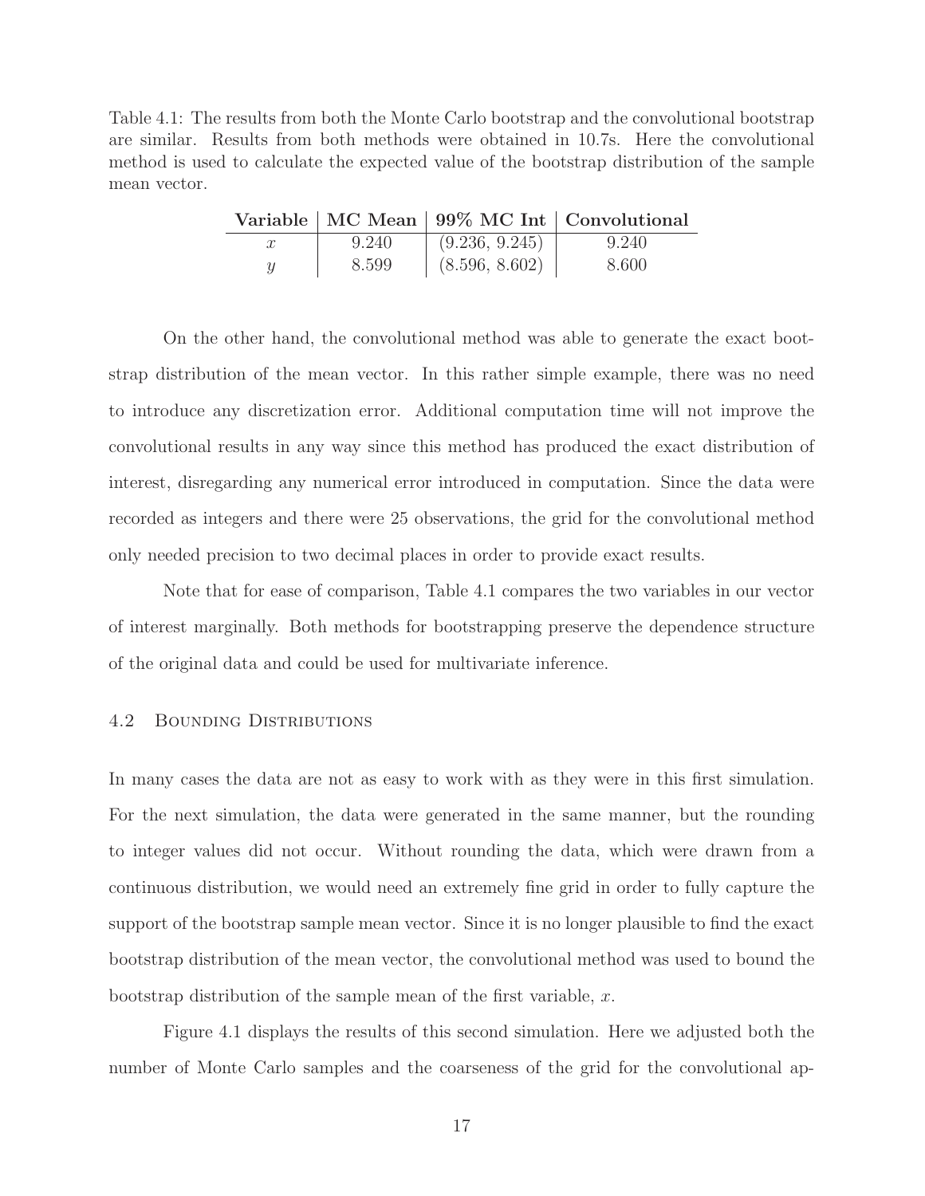Table 4.1: The results from both the Monte Carlo bootstrap and the convolutional bootstrap are similar. Results from both methods were obtained in 10.7s. Here the convolutional method is used to calculate the expected value of the bootstrap distribution of the sample mean vector.

| Variable | MC Mean | 99% MC Int | Convolutional |
|---|---|---|---|
| $x$ | 9.240 | (9.236, 9.245) | 9.240 |
| $y$ | 8.599 | (8.596, 8.602) | 8.600 |

On the other hand, the convolutional method was able to generate the exact bootstrap distribution of the mean vector. In this rather simple example, there was no need to introduce any discretization error. Additional computation time will not improve the convolutional results in any way since this method has produced the exact distribution of interest, disregarding any numerical error introduced in computation. Since the data were recorded as integers and there were 25 observations, the grid for the convolutional method only needed precision to two decimal places in order to provide exact results.

Note that for ease of comparison, Table 4.1 compares the two variables in our vector of interest marginally. Both methods for bootstrapping preserve the dependence structure of the original data and could be used for multivariate inference.

## 4.2 Bounding Distributions

In many cases the data are not as easy to work with as they were in this first simulation. For the next simulation, the data were generated in the same manner, but the rounding to integer values did not occur. Without rounding the data, which were drawn from a continuous distribution, we would need an extremely fine grid in order to fully capture the support of the bootstrap sample mean vector. Since it is no longer plausible to find the exact bootstrap distribution of the mean vector, the convolutional method was used to bound the bootstrap distribution of the sample mean of the first variable, $x$.

Figure 4.1 displays the results of this second simulation. Here we adjusted both the number of Monte Carlo samples and the coarseness of the grid for the convolutional ap-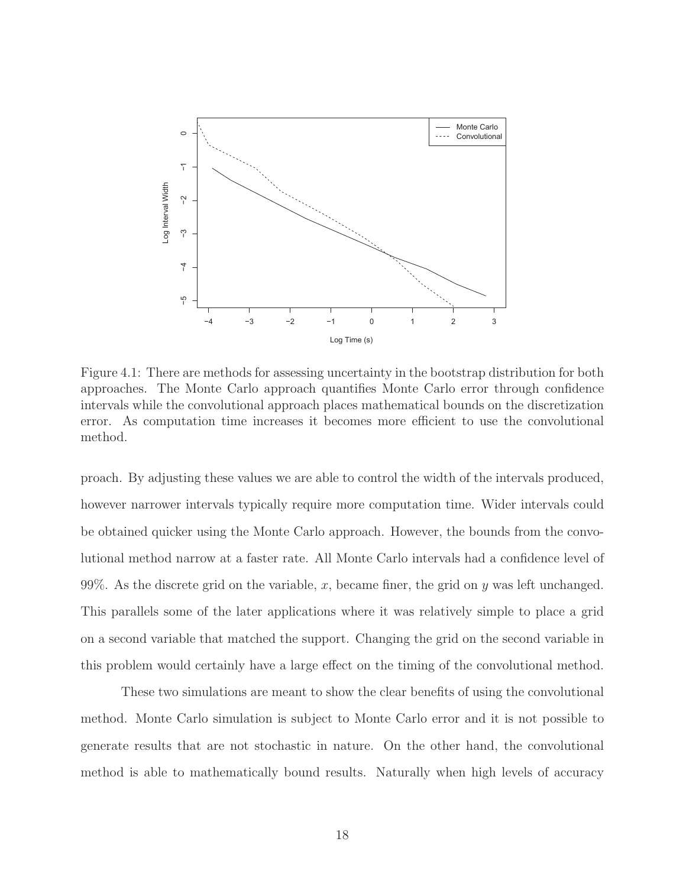Figure 4.1: There are methods for assessing uncertainty in the bootstrap distribution for both approaches. The Monte Carlo approach quantifies Monte Carlo error through confidence intervals while the convolutional approach places mathematical bounds on the discretization error. As computation time increases it becomes more efficient to use the convolutional method.

proach. By adjusting these values we are able to control the width of the intervals produced, however narrower intervals typically require more computation time. Wider intervals could be obtained quicker using the Monte Carlo approach. However, the bounds from the convolutional method narrow at a faster rate. All Monte Carlo intervals had a confidence level of 99%. As the discrete grid on the variable, $x$, became finer, the grid on $y$ was left unchanged. This parallels some of the later applications where it was relatively simple to place a grid on a second variable that matched the support. Changing the grid on the second variable in this problem would certainly have a large effect on the timing of the convolutional method.

These two simulations are meant to show the clear benefits of using the convolutional method. Monte Carlo simulation is subject to Monte Carlo error and it is not possible to generate results that are not stochastic in nature. On the other hand, the convolutional method is able to mathematically bound results. Naturally when high levels of accuracy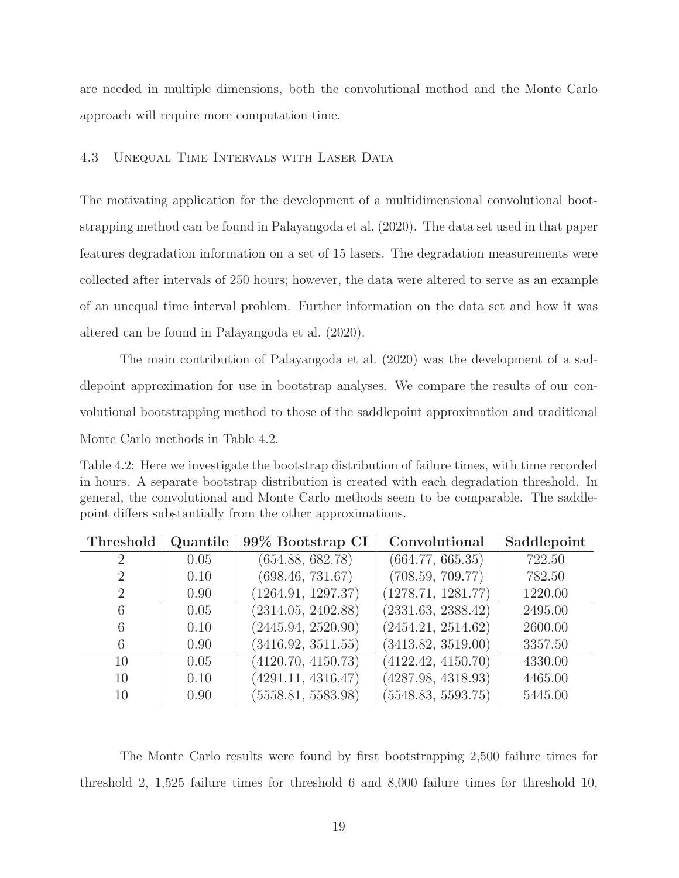are needed in multiple dimensions, both the convolutional method and the Monte Carlo approach will require more computation time.

### 4.3 Unequal Time Intervals with Laser Data

The motivating application for the development of a multidimensional convolutional bootstrapping method can be found in Palayangoda et al. (2020). The data set used in that paper features degradation information on a set of 15 lasers. The degradation measurements were collected after intervals of 250 hours; however, the data were altered to serve as an example of an unequal time interval problem. Further information on the data set and how it was altered can be found in Palayangoda et al. (2020).

The main contribution of Palayangoda et al. (2020) was the development of a saddlepoint approximation for use in bootstrap analyses. We compare the results of our convolutional bootstrapping method to those of the saddlepoint approximation and traditional Monte Carlo methods in Table 4.2.

Table 4.2: Here we investigate the bootstrap distribution of failure times, with time recorded in hours. A separate bootstrap distribution is created with each degradation threshold. In general, the convolutional and Monte Carlo methods seem to be comparable. The saddlepoint differs substantially from the other approximations.

| Threshold | Quantile | 99% Bootstrap CI | Convolutional | Saddlepoint |
|---|---|---|---|---|
| 2 | 0.05 | (654.88, 682.78) | (664.77, 665.35) | 722.50 |
| 2 | 0.10 | (698.46, 731.67) | (708.59, 709.77) | 782.50 |
| 2 | 0.90 | (1264.91, 1297.37) | (1278.71, 1281.77) | 1220.00 |
| 6 | 0.05 | (2314.05, 2402.88) | (2331.63, 2388.42) | 2495.00 |
| 6 | 0.10 | (2445.94, 2520.90) | (2454.21, 2514.62) | 2600.00 |
| 6 | 0.90 | (3416.92, 3511.55) | (3413.82, 3519.00) | 3357.50 |
| 10 | 0.05 | (4120.70, 4150.73) | (4122.42, 4150.70) | 4330.00 |
| 10 | 0.10 | (4291.11, 4316.47) | (4287.98, 4318.93) | 4465.00 |
| 10 | 0.90 | (5558.81, 5583.98) | (5548.83, 5593.75) | 5445.00 |

The Monte Carlo results were found by first bootstrapping 2,500 failure times for threshold 2, 1,525 failure times for threshold 6 and 8,000 failure times for threshold 10,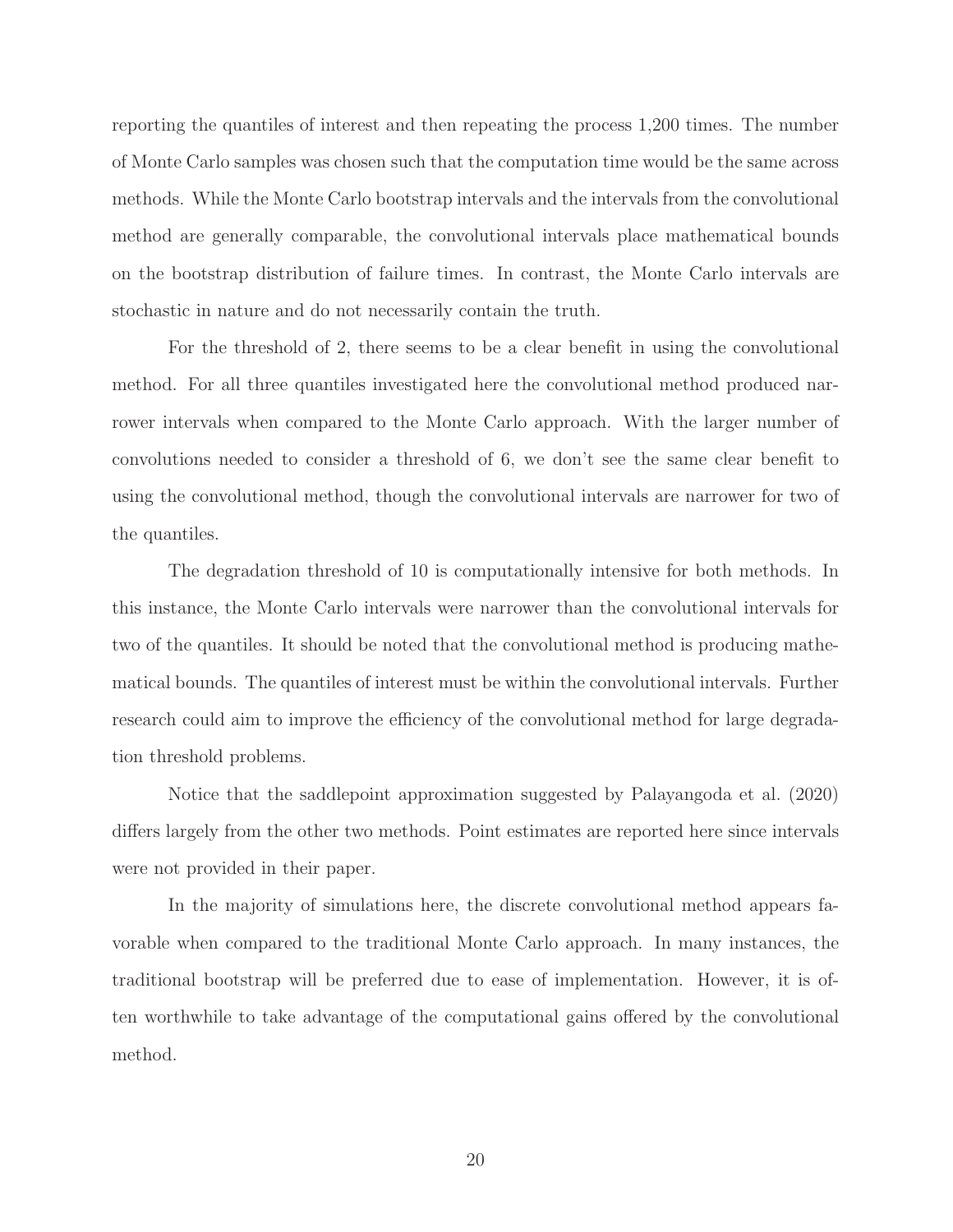reporting the quantiles of interest and then repeating the process 1,200 times. The number of Monte Carlo samples was chosen such that the computation time would be the same across methods. While the Monte Carlo bootstrap intervals and the intervals from the convolutional method are generally comparable, the convolutional intervals place mathematical bounds on the bootstrap distribution of failure times. In contrast, the Monte Carlo intervals are stochastic in nature and do not necessarily contain the truth.

For the threshold of 2, there seems to be a clear benefit in using the convolutional method. For all three quantiles investigated here the convolutional method produced narrower intervals when compared to the Monte Carlo approach. With the larger number of convolutions needed to consider a threshold of 6, we don't see the same clear benefit to using the convolutional method, though the convolutional intervals are narrower for two of the quantiles.

The degradation threshold of 10 is computationally intensive for both methods. In this instance, the Monte Carlo intervals were narrower than the convolutional intervals for two of the quantiles. It should be noted that the convolutional method is producing mathematical bounds. The quantiles of interest must be within the convolutional intervals. Further research could aim to improve the efficiency of the convolutional method for large degradation threshold problems.

Notice that the saddlepoint approximation suggested by Palayangoda et al. (2020) differs largely from the other two methods. Point estimates are reported here since intervals were not provided in their paper.

In the majority of simulations here, the discrete convolutional method appears favorable when compared to the traditional Monte Carlo approach. In many instances, the traditional bootstrap will be preferred due to ease of implementation. However, it is often worthwhile to take advantage of the computational gains offered by the convolutional method.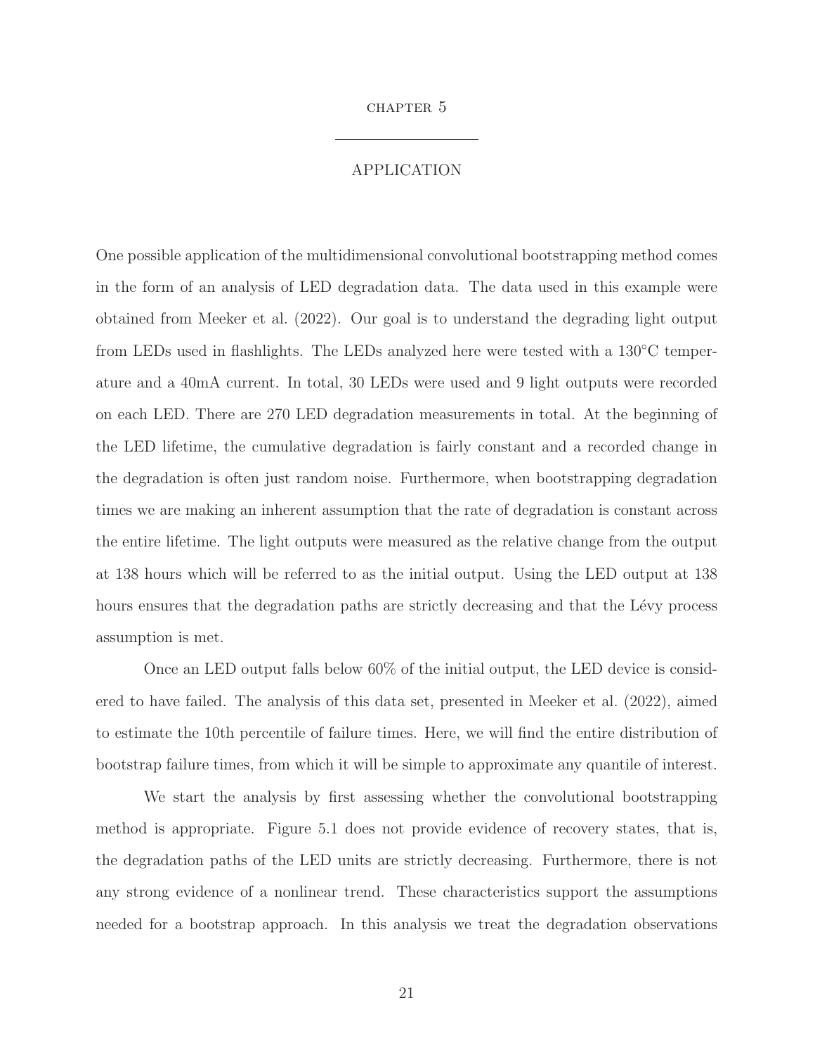# CHAPTER 5

## APPLICATION

One possible application of the multidimensional convolutional bootstrapping method comes in the form of an analysis of LED degradation data. The data used in this example were obtained from Meeker et al. (2022). Our goal is to understand the degrading light output from LEDs used in flashlights. The LEDs analyzed here were tested with a 130°C temperature and a 40mA current. In total, 30 LEDs were used and 9 light outputs were recorded on each LED. There are 270 LED degradation measurements in total. At the beginning of the LED lifetime, the cumulative degradation is fairly constant and a recorded change in the degradation is often just random noise. Furthermore, when bootstrapping degradation times we are making an inherent assumption that the rate of degradation is constant across the entire lifetime. The light outputs were measured as the relative change from the output at 138 hours which will be referred to as the initial output. Using the LED output at 138 hours ensures that the degradation paths are strictly decreasing and that the Lévy process assumption is met.

Once an LED output falls below 60% of the initial output, the LED device is considered to have failed. The analysis of this data set, presented in Meeker et al. (2022), aimed to estimate the 10th percentile of failure times. Here, we will find the entire distribution of bootstrap failure times, from which it will be simple to approximate any quantile of interest.

We start the analysis by first assessing whether the convolutional bootstrapping method is appropriate. Figure 5.1 does not provide evidence of recovery states, that is, the degradation paths of the LED units are strictly decreasing. Furthermore, there is not any strong evidence of a nonlinear trend. These characteristics support the assumptions needed for a bootstrap approach. In this analysis we treat the degradation observations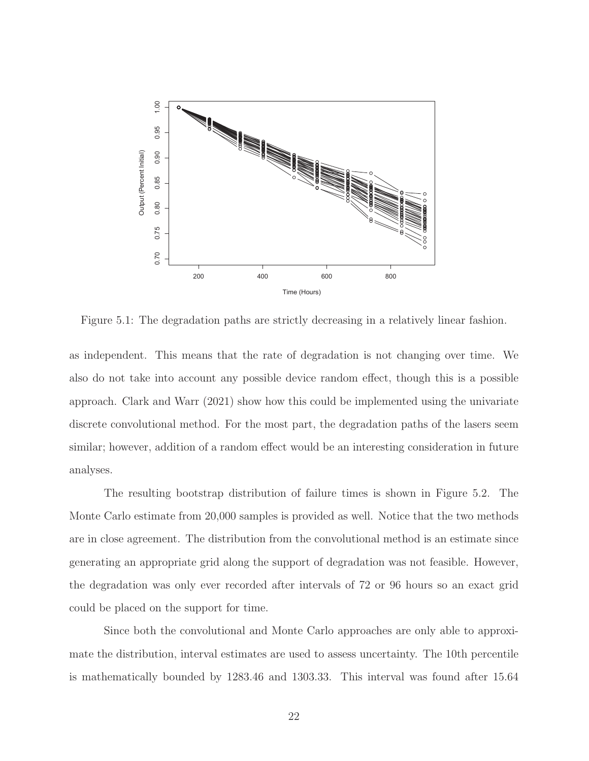Figure 5.1: The degradation paths are strictly decreasing in a relatively linear fashion.

as independent. This means that the rate of degradation is not changing over time. We also do not take into account any possible device random effect, though this is a possible approach. Clark and Warr (2021) show how this could be implemented using the univariate discrete convolutional method. For the most part, the degradation paths of the lasers seem similar; however, addition of a random effect would be an interesting consideration in future analyses.

The resulting bootstrap distribution of failure times is shown in Figure 5.2. The Monte Carlo estimate from 20,000 samples is provided as well. Notice that the two methods are in close agreement. The distribution from the convolutional method is an estimate since generating an appropriate grid along the support of degradation was not feasible. However, the degradation was only ever recorded after intervals of 72 or 96 hours so an exact grid could be placed on the support for time.

Since both the convolutional and Monte Carlo approaches are only able to approximate the distribution, interval estimates are used to assess uncertainty. The 10th percentile is mathematically bounded by 1283.46 and 1303.33. This interval was found after 15.64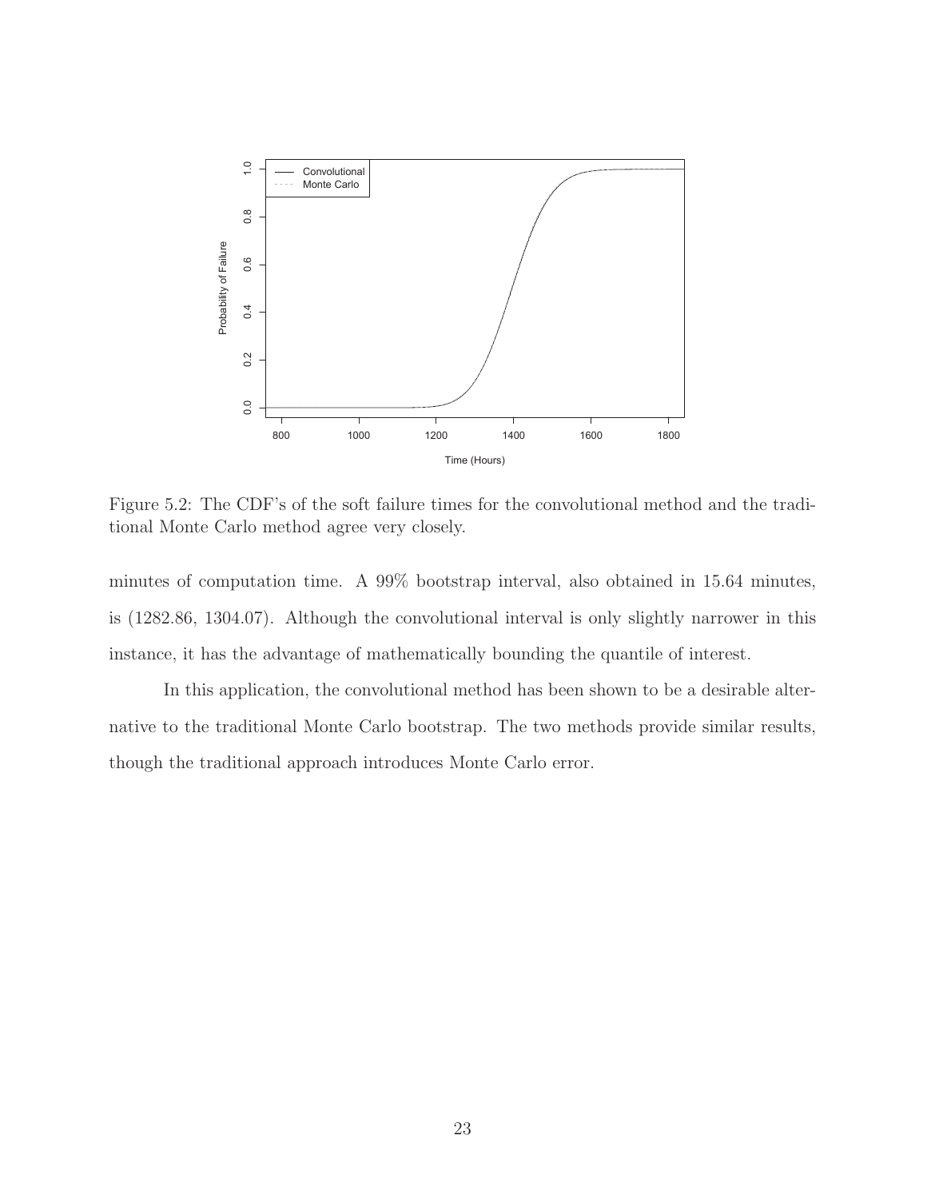Figure 5.2: The CDF's of the soft failure times for the convolutional method and the traditional Monte Carlo method agree very closely.

minutes of computation time. A 99% bootstrap interval, also obtained in 15.64 minutes, is (1282.86, 1304.07). Although the convolutional interval is only slightly narrower in this instance, it has the advantage of mathematically bounding the quantile of interest.

In this application, the convolutional method has been shown to be a desirable alternative to the traditional Monte Carlo bootstrap. The two methods provide similar results, though the traditional approach introduces Monte Carlo error.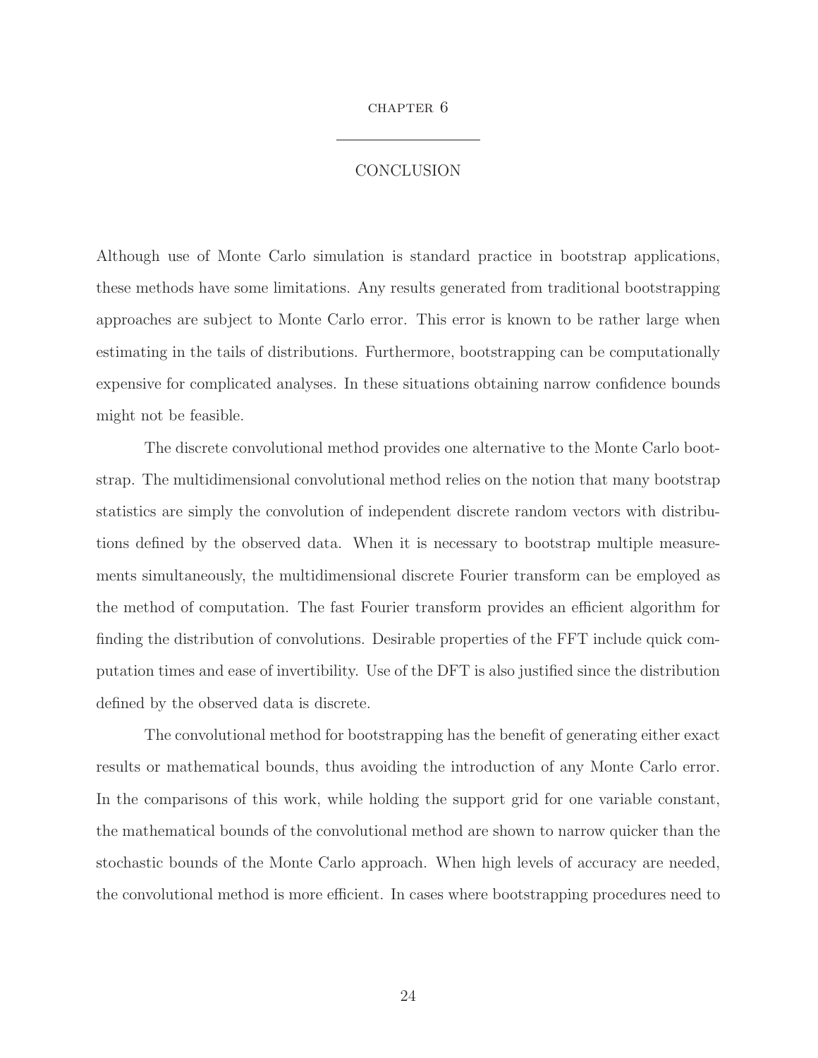# CHAPTER 6

# CONCLUSION

Although use of Monte Carlo simulation is standard practice in bootstrap applications, these methods have some limitations. Any results generated from traditional bootstrapping approaches are subject to Monte Carlo error. This error is known to be rather large when estimating in the tails of distributions. Furthermore, bootstrapping can be computationally expensive for complicated analyses. In these situations obtaining narrow confidence bounds might not be feasible.

The discrete convolutional method provides one alternative to the Monte Carlo bootstrap. The multidimensional convolutional method relies on the notion that many bootstrap statistics are simply the convolution of independent discrete random vectors with distributions defined by the observed data. When it is necessary to bootstrap multiple measurements simultaneously, the multidimensional discrete Fourier transform can be employed as the method of computation. The fast Fourier transform provides an efficient algorithm for finding the distribution of convolutions. Desirable properties of the FFT include quick computation times and ease of invertibility. Use of the DFT is also justified since the distribution defined by the observed data is discrete.

The convolutional method for bootstrapping has the benefit of generating either exact results or mathematical bounds, thus avoiding the introduction of any Monte Carlo error. In the comparisons of this work, while holding the support grid for one variable constant, the mathematical bounds of the convolutional method are shown to narrow quicker than the stochastic bounds of the Monte Carlo approach. When high levels of accuracy are needed, the convolutional method is more efficient. In cases where bootstrapping procedures need to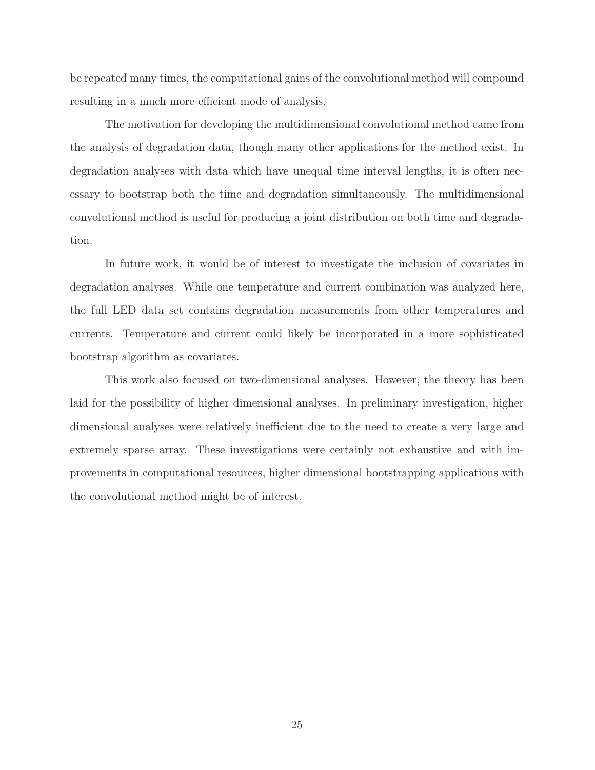be repeated many times, the computational gains of the convolutional method will compound resulting in a much more efficient mode of analysis.

The motivation for developing the multidimensional convolutional method came from the analysis of degradation data, though many other applications for the method exist. In degradation analyses with data which have unequal time interval lengths, it is often necessary to bootstrap both the time and degradation simultaneously. The multidimensional convolutional method is useful for producing a joint distribution on both time and degradation.

In future work, it would be of interest to investigate the inclusion of covariates in degradation analyses. While one temperature and current combination was analyzed here, the full LED data set contains degradation measurements from other temperatures and currents. Temperature and current could likely be incorporated in a more sophisticated bootstrap algorithm as covariates.

This work also focused on two-dimensional analyses. However, the theory has been laid for the possibility of higher dimensional analyses. In preliminary investigation, higher dimensional analyses were relatively inefficient due to the need to create a very large and extremely sparse array. These investigations were certainly not exhaustive and with improvements in computational resources, higher dimensional bootstrapping applications with the convolutional method might be of interest.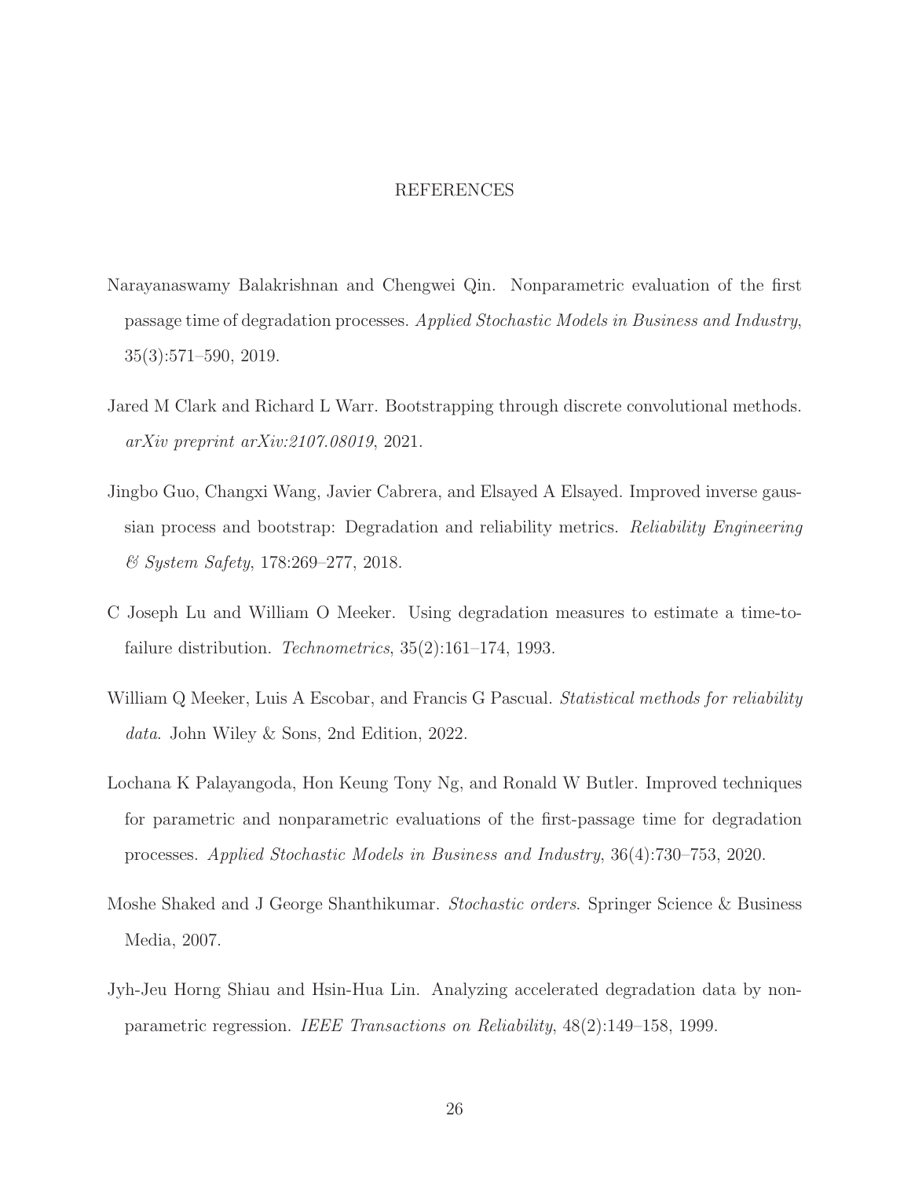# REFERENCES

Narayanaswamy Balakrishnan and Chengwei Qin. Nonparametric evaluation of the first passage time of degradation processes. *Applied Stochastic Models in Business and Industry*, 35(3):571–590, 2019.

Jared M Clark and Richard L Warr. Bootstrapping through discrete convolutional methods. *arXiv preprint arXiv:2107.08019*, 2021.

Jingbo Guo, Changxi Wang, Javier Cabrera, and Elsayed A Elsayed. Improved inverse gaussian process and bootstrap: Degradation and reliability metrics. *Reliability Engineering & System Safety*, 178:269–277, 2018.

C Joseph Lu and William O Meeker. Using degradation measures to estimate a time-to-failure distribution. *Technometrics*, 35(2):161–174, 1993.

William Q Meeker, Luis A Escobar, and Francis G Pascual. *Statistical methods for reliability data*. John Wiley & Sons, 2nd Edition, 2022.

Lochana K Palayangoda, Hon Keung Tony Ng, and Ronald W Butler. Improved techniques for parametric and nonparametric evaluations of the first-passage time for degradation processes. *Applied Stochastic Models in Business and Industry*, 36(4):730–753, 2020.

Moshe Shaked and J George Shanthikumar. *Stochastic orders*. Springer Science & Business Media, 2007.

Jyh-Jeu Horng Shiau and Hsin-Hua Lin. Analyzing accelerated degradation data by nonparametric regression. *IEEE Transactions on Reliability*, 48(2):149–158, 1999.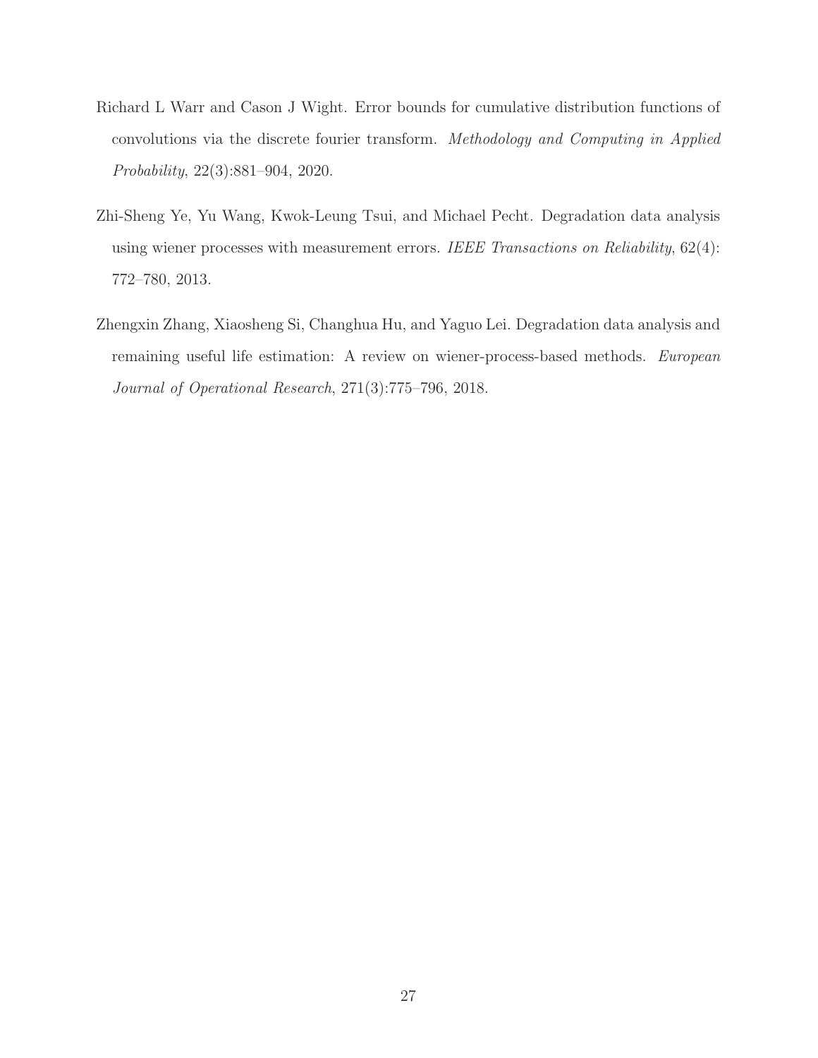Richard L Warr and Cason J Wight. Error bounds for cumulative distribution functions of convolutions via the discrete fourier transform. *Methodology and Computing in Applied Probability*, 22(3):881–904, 2020.

Zhi-Sheng Ye, Yu Wang, Kwok-Leung Tsui, and Michael Pecht. Degradation data analysis using wiener processes with measurement errors. *IEEE Transactions on Reliability*, 62(4): 772–780, 2013.

Zhengxin Zhang, Xiaosheng Si, Changhua Hu, and Yaguo Lei. Degradation data analysis and remaining useful life estimation: A review on wiener-process-based methods. *European Journal of Operational Research*, 271(3):775–796, 2018.